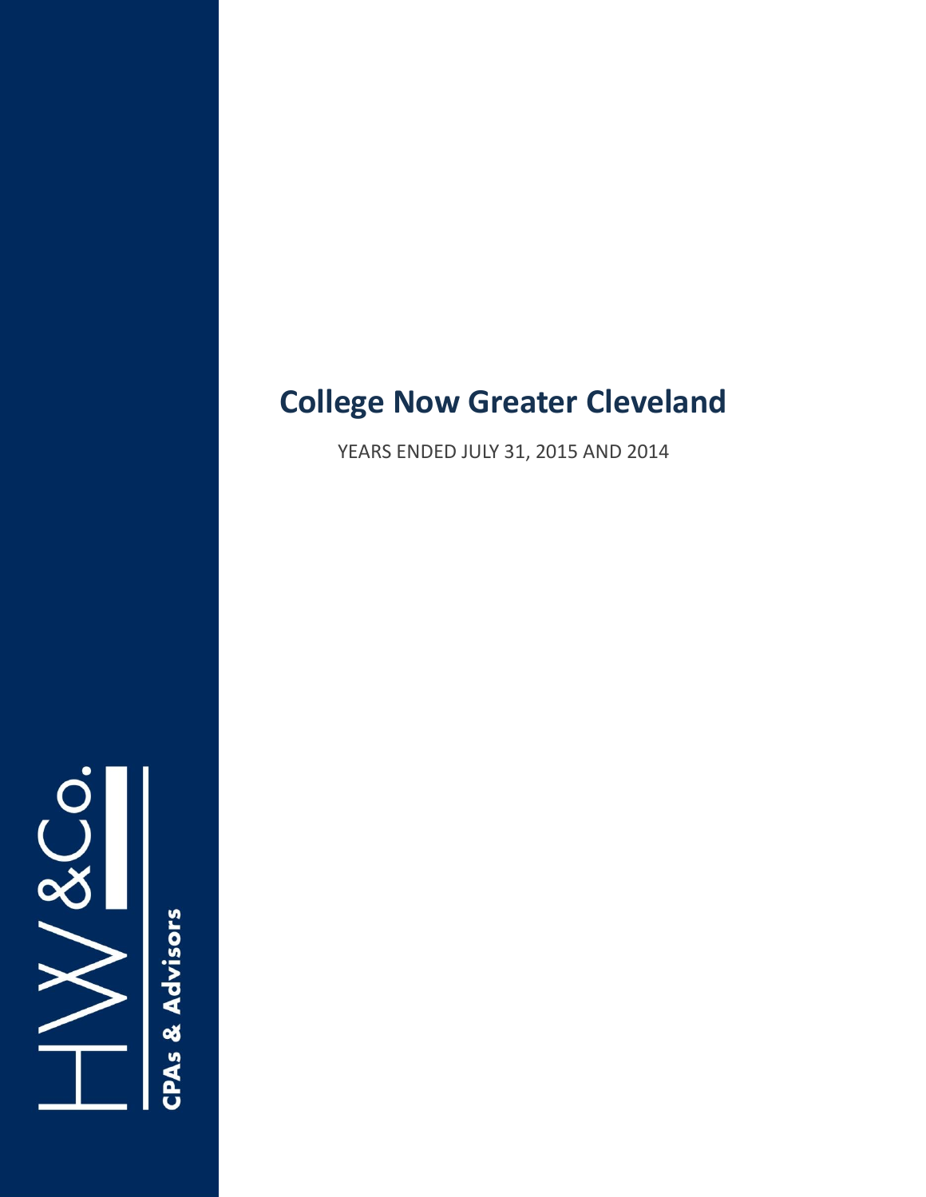# College Now Greater Cleveland

YEARS ENDED JULY 31, 2015 AND 2014

HW&Co.

CPAs & Advisors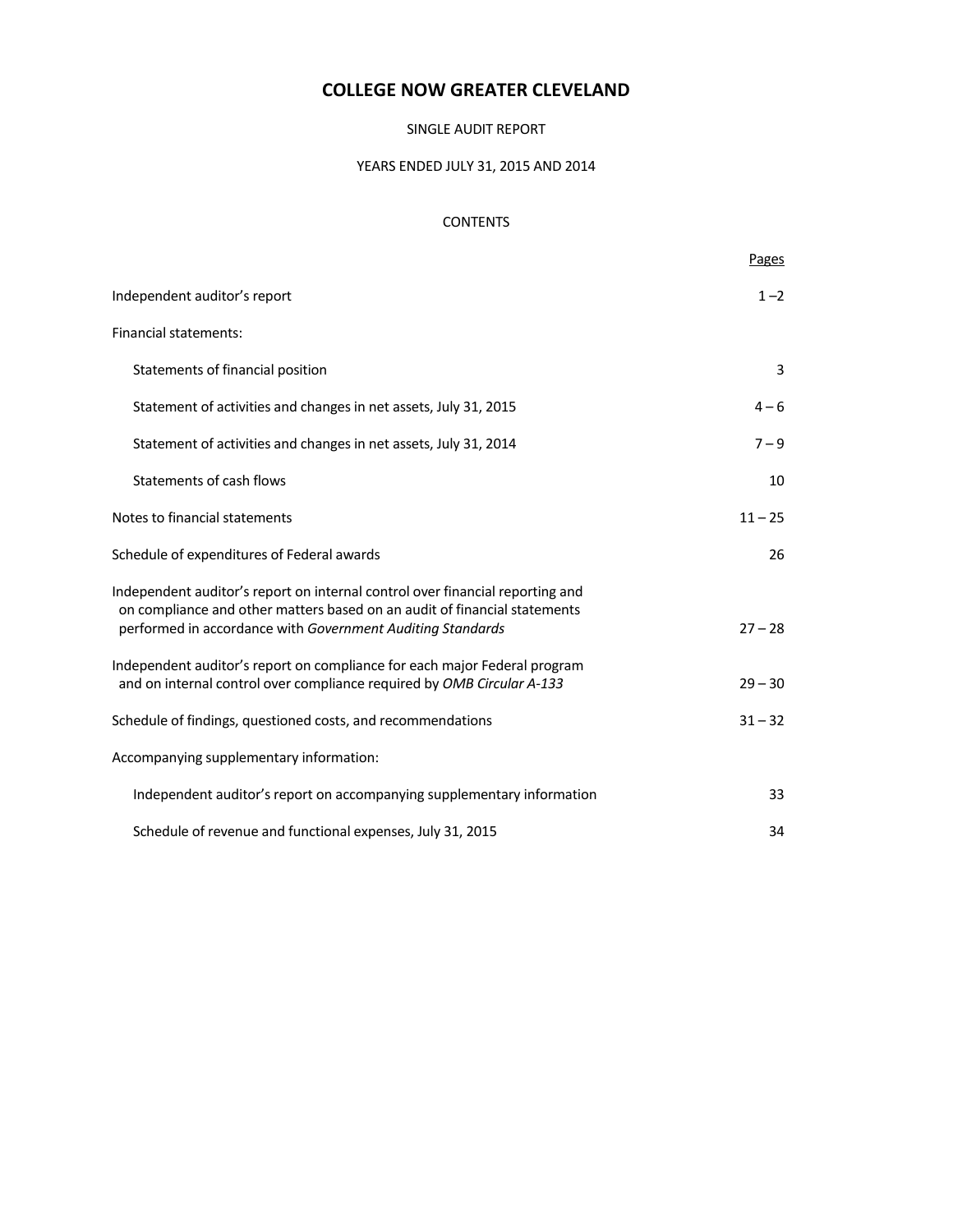# COLLEGE NOW GREATER CLEVELAND

SINGLE AUDIT REPORT

YEARS ENDED JULY 31, 2015 AND 2014

CONTENTS

| | Pages |
|---|---|
| Independent auditor's report | 1 –2 |
| Financial statements: | |
| Statements of financial position | 3 |
| Statement of activities and changes in net assets, July 31, 2015 | 4 – 6 |
| Statement of activities and changes in net assets, July 31, 2014 | 7 – 9 |
| Statements of cash flows | 10 |
| Notes to financial statements | 11 – 25 |
| Schedule of expenditures of Federal awards | 26 |
| Independent auditor's report on internal control over financial reporting and on compliance and other matters based on an audit of financial statements performed in accordance with *Government Auditing Standards* | 27 – 28 |
| Independent auditor's report on compliance for each major Federal program and on internal control over compliance required by *OMB Circular A-133* | 29 – 30 |
| Schedule of findings, questioned costs, and recommendations | 31 – 32 |
| Accompanying supplementary information: | |
| Independent auditor's report on accompanying supplementary information | 33 |
| Schedule of revenue and functional expenses, July 31, 2015 | 34 |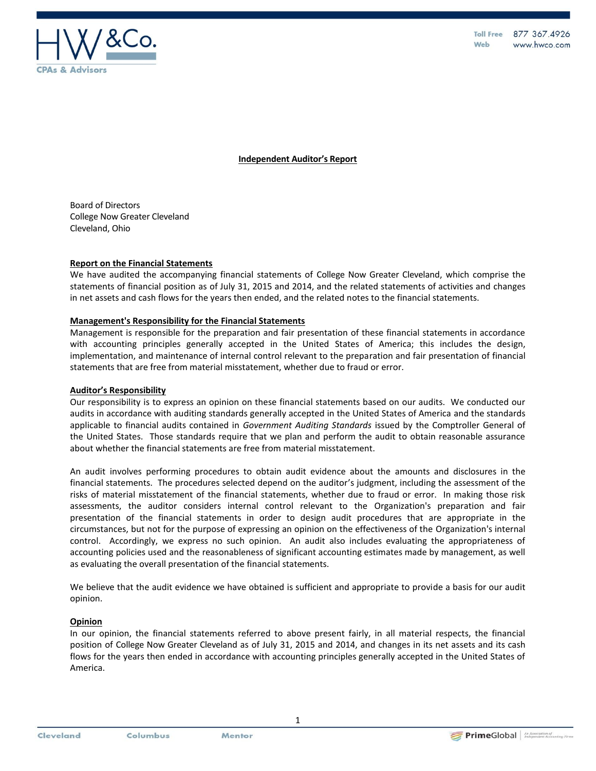## Independent Auditor's Report

Board of Directors
College Now Greater Cleveland
Cleveland, Ohio

### Report on the Financial Statements

We have audited the accompanying financial statements of College Now Greater Cleveland, which comprise the statements of financial position as of July 31, 2015 and 2014, and the related statements of activities and changes in net assets and cash flows for the years then ended, and the related notes to the financial statements.

### Management's Responsibility for the Financial Statements

Management is responsible for the preparation and fair presentation of these financial statements in accordance with accounting principles generally accepted in the United States of America; this includes the design, implementation, and maintenance of internal control relevant to the preparation and fair presentation of financial statements that are free from material misstatement, whether due to fraud or error.

### Auditor's Responsibility

Our responsibility is to express an opinion on these financial statements based on our audits. We conducted our audits in accordance with auditing standards generally accepted in the United States of America and the standards applicable to financial audits contained in *Government Auditing Standards* issued by the Comptroller General of the United States. Those standards require that we plan and perform the audit to obtain reasonable assurance about whether the financial statements are free from material misstatement.

An audit involves performing procedures to obtain audit evidence about the amounts and disclosures in the financial statements. The procedures selected depend on the auditor's judgment, including the assessment of the risks of material misstatement of the financial statements, whether due to fraud or error. In making those risk assessments, the auditor considers internal control relevant to the Organization's preparation and fair presentation of the financial statements in order to design audit procedures that are appropriate in the circumstances, but not for the purpose of expressing an opinion on the effectiveness of the Organization's internal control. Accordingly, we express no such opinion. An audit also includes evaluating the appropriateness of accounting policies used and the reasonableness of significant accounting estimates made by management, as well as evaluating the overall presentation of the financial statements.

We believe that the audit evidence we have obtained is sufficient and appropriate to provide a basis for our audit opinion.

### Opinion

In our opinion, the financial statements referred to above present fairly, in all material respects, the financial position of College Now Greater Cleveland as of July 31, 2015 and 2014, and changes in its net assets and its cash flows for the years then ended in accordance with accounting principles generally accepted in the United States of America.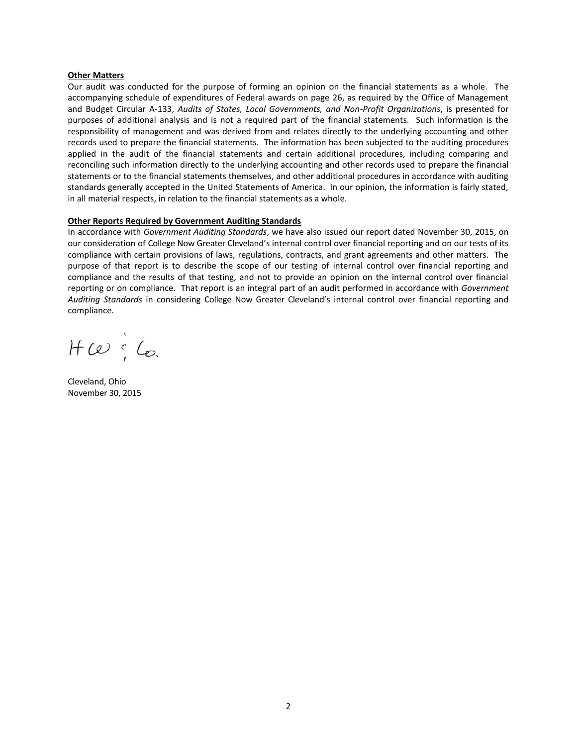**Other Matters**

Our audit was conducted for the purpose of forming an opinion on the financial statements as a whole. The accompanying schedule of expenditures of Federal awards on page 26, as required by the Office of Management and Budget Circular A-133, *Audits of States, Local Governments, and Non-Profit Organizations*, is presented for purposes of additional analysis and is not a required part of the financial statements. Such information is the responsibility of management and was derived from and relates directly to the underlying accounting and other records used to prepare the financial statements. The information has been subjected to the auditing procedures applied in the audit of the financial statements and certain additional procedures, including comparing and reconciling such information directly to the underlying accounting and other records used to prepare the financial statements or to the financial statements themselves, and other additional procedures in accordance with auditing standards generally accepted in the United Statements of America. In our opinion, the information is fairly stated, in all material respects, in relation to the financial statements as a whole.

**Other Reports Required by Government Auditing Standards**

In accordance with *Government Auditing Standards*, we have also issued our report dated November 30, 2015, on our consideration of College Now Greater Cleveland's internal control over financial reporting and on our tests of its compliance with certain provisions of laws, regulations, contracts, and grant agreements and other matters. The purpose of that report is to describe the scope of our testing of internal control over financial reporting and compliance and the results of that testing, and not to provide an opinion on the internal control over financial reporting or on compliance. That report is an integral part of an audit performed in accordance with *Government Auditing Standards* in considering College Now Greater Cleveland's internal control over financial reporting and compliance.

HW & Co.

Cleveland, Ohio
November 30, 2015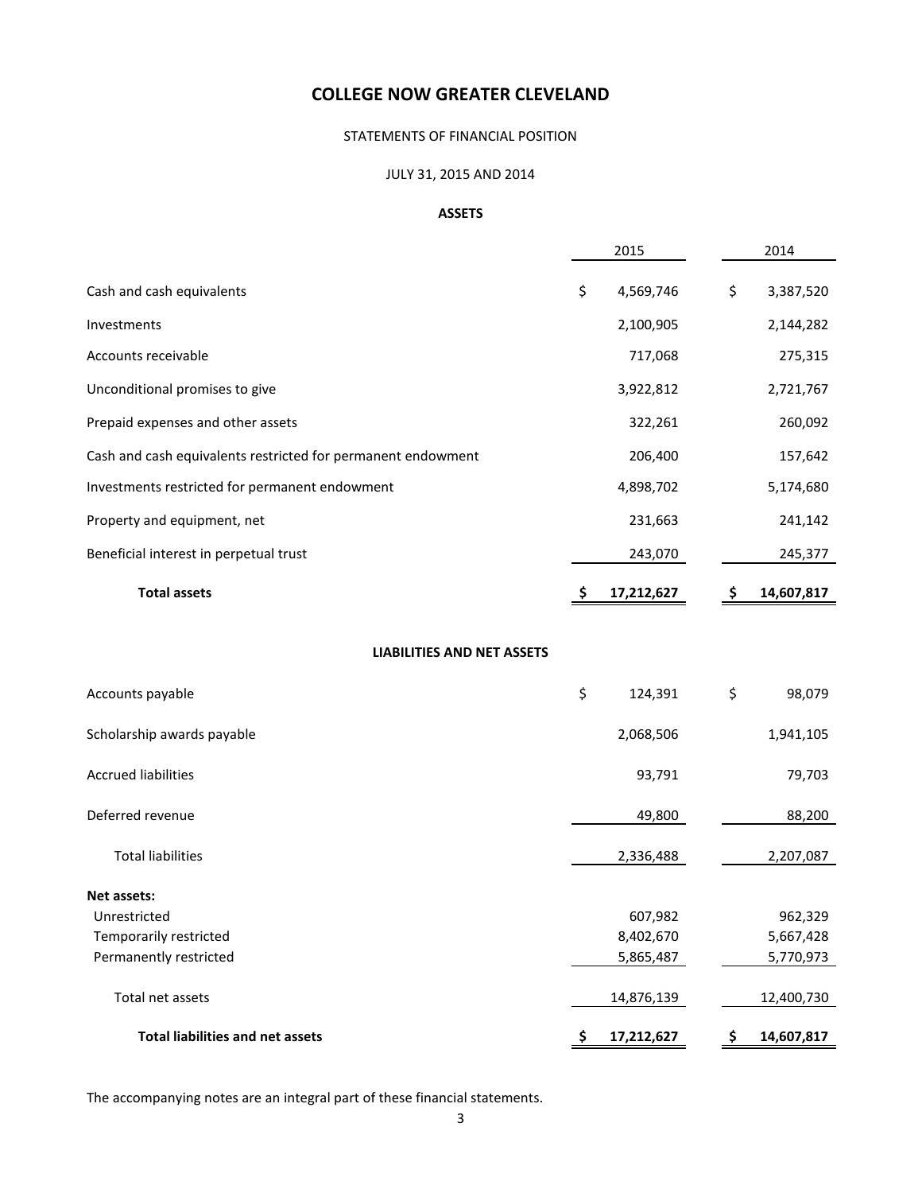# COLLEGE NOW GREATER CLEVELAND

STATEMENTS OF FINANCIAL POSITION

JULY 31, 2015 AND 2014

**ASSETS**

| | 2015 | 2014 |
|---|---|---|
| Cash and cash equivalents | $ 4,569,746 | $ 3,387,520 |
| Investments | 2,100,905 | 2,144,282 |
| Accounts receivable | 717,068 | 275,315 |
| Unconditional promises to give | 3,922,812 | 2,721,767 |
| Prepaid expenses and other assets | 322,261 | 260,092 |
| Cash and cash equivalents restricted for permanent endowment | 206,400 | 157,642 |
| Investments restricted for permanent endowment | 4,898,702 | 5,174,680 |
| Property and equipment, net | 231,663 | 241,142 |
| Beneficial interest in perpetual trust | 243,070 | 245,377 |
| **Total assets** | **$ 17,212,627** | **$ 14,607,817** |

**LIABILITIES AND NET ASSETS**

| | 2015 | 2014 |
|---|---|---|
| Accounts payable | $ 124,391 | $ 98,079 |
| Scholarship awards payable | 2,068,506 | 1,941,105 |
| Accrued liabilities | 93,791 | 79,703 |
| Deferred revenue | 49,800 | 88,200 |
| Total liabilities | 2,336,488 | 2,207,087 |
| **Net assets:** | | |
| Unrestricted | 607,982 | 962,329 |
| Temporarily restricted | 8,402,670 | 5,667,428 |
| Permanently restricted | 5,865,487 | 5,770,973 |
| Total net assets | 14,876,139 | 12,400,730 |
| **Total liabilities and net assets** | **$ 17,212,627** | **$ 14,607,817** |

The accompanying notes are an integral part of these financial statements.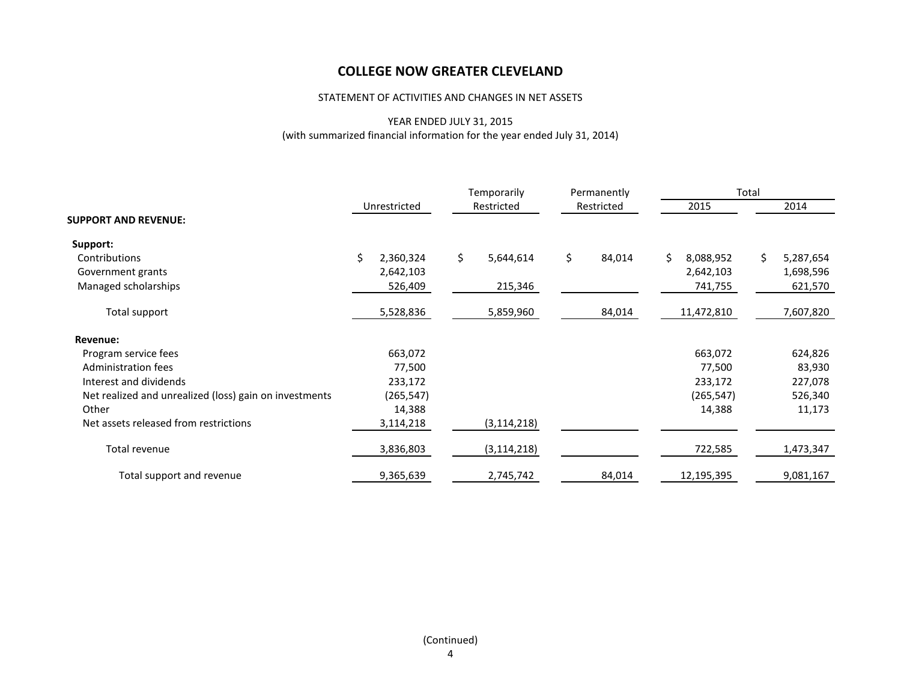# COLLEGE NOW GREATER CLEVELAND

STATEMENT OF ACTIVITIES AND CHANGES IN NET ASSETS

YEAR ENDED JULY 31, 2015
(with summarized financial information for the year ended July 31, 2014)

| | Unrestricted | Temporarily Restricted | Permanently Restricted | Total 2015 | Total 2014 |
|---|---|---|---|---|---|
| **SUPPORT AND REVENUE:** | | | | | |
| **Support:** | | | | | |
| Contributions | $ 2,360,324 | $ 5,644,614 | $ 84,014 | $ 8,088,952 | $ 5,287,654 |
| Government grants | 2,642,103 | | | 2,642,103 | 1,698,596 |
| Managed scholarships | 526,409 | 215,346 | | 741,755 | 621,570 |
| Total support | 5,528,836 | 5,859,960 | 84,014 | 11,472,810 | 7,607,820 |
| **Revenue:** | | | | | |
| Program service fees | 663,072 | | | 663,072 | 624,826 |
| Administration fees | 77,500 | | | 77,500 | 83,930 |
| Interest and dividends | 233,172 | | | 233,172 | 227,078 |
| Net realized and unrealized (loss) gain on investments | (265,547) | | | (265,547) | 526,340 |
| Other | 14,388 | | | 14,388 | 11,173 |
| Net assets released from restrictions | 3,114,218 | (3,114,218) | | | |
| Total revenue | 3,836,803 | (3,114,218) | | 722,585 | 1,473,347 |
| Total support and revenue | 9,365,639 | 2,745,742 | 84,014 | 12,195,395 | 9,081,167 |

(Continued)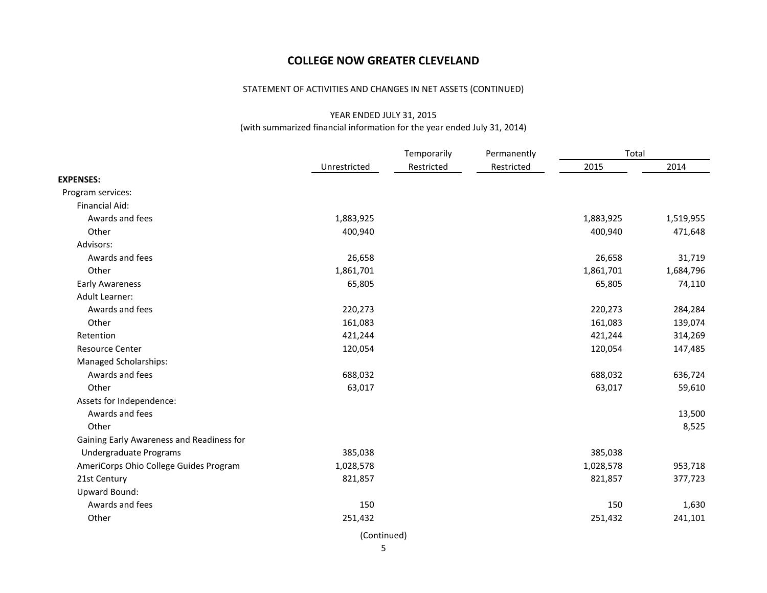# COLLEGE NOW GREATER CLEVELAND

STATEMENT OF ACTIVITIES AND CHANGES IN NET ASSETS (CONTINUED)

YEAR ENDED JULY 31, 2015
(with summarized financial information for the year ended July 31, 2014)

| | Unrestricted | Temporarily Restricted | Permanently Restricted | Total 2015 | Total 2014 |
|---|---|---|---|---|---|
| **EXPENSES:** | | | | | |
| Program services: | | | | | |
| Financial Aid: | | | | | |
| Awards and fees | 1,883,925 | | | 1,883,925 | 1,519,955 |
| Other | 400,940 | | | 400,940 | 471,648 |
| Advisors: | | | | | |
| Awards and fees | 26,658 | | | 26,658 | 31,719 |
| Other | 1,861,701 | | | 1,861,701 | 1,684,796 |
| Early Awareness | 65,805 | | | 65,805 | 74,110 |
| Adult Learner: | | | | | |
| Awards and fees | 220,273 | | | 220,273 | 284,284 |
| Other | 161,083 | | | 161,083 | 139,074 |
| Retention | 421,244 | | | 421,244 | 314,269 |
| Resource Center | 120,054 | | | 120,054 | 147,485 |
| Managed Scholarships: | | | | | |
| Awards and fees | 688,032 | | | 688,032 | 636,724 |
| Other | 63,017 | | | 63,017 | 59,610 |
| Assets for Independence: | | | | | |
| Awards and fees | | | | | 13,500 |
| Other | | | | | 8,525 |
| Gaining Early Awareness and Readiness for Undergraduate Programs | 385,038 | | | 385,038 | |
| AmeriCorps Ohio College Guides Program | 1,028,578 | | | 1,028,578 | 953,718 |
| 21st Century | 821,857 | | | 821,857 | 377,723 |
| Upward Bound: | | | | | |
| Awards and fees | 150 | | | 150 | 1,630 |
| Other | 251,432 | | | 251,432 | 241,101 |

(Continued)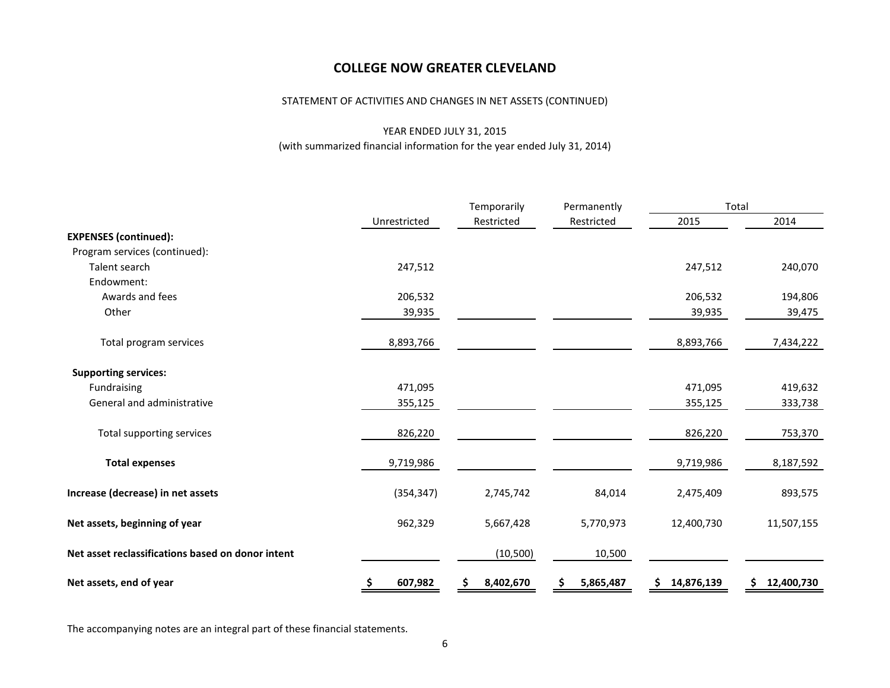# COLLEGE NOW GREATER CLEVELAND

STATEMENT OF ACTIVITIES AND CHANGES IN NET ASSETS (CONTINUED)

YEAR ENDED JULY 31, 2015
(with summarized financial information for the year ended July 31, 2014)

| | Unrestricted | Temporarily Restricted | Permanently Restricted | Total 2015 | Total 2014 |
|---|---|---|---|---|---|
| **EXPENSES (continued):** | | | | | |
| Program services (continued): | | | | | |
| Talent search | 247,512 | | | 247,512 | 240,070 |
| Endowment: | | | | | |
| Awards and fees | 206,532 | | | 206,532 | 194,806 |
| Other | 39,935 | | | 39,935 | 39,475 |
| Total program services | 8,893,766 | | | 8,893,766 | 7,434,222 |
| **Supporting services:** | | | | | |
| Fundraising | 471,095 | | | 471,095 | 419,632 |
| General and administrative | 355,125 | | | 355,125 | 333,738 |
| Total supporting services | 826,220 | | | 826,220 | 753,370 |
| **Total expenses** | 9,719,986 | | | 9,719,986 | 8,187,592 |
| **Increase (decrease) in net assets** | (354,347) | 2,745,742 | 84,014 | 2,475,409 | 893,575 |
| **Net assets, beginning of year** | 962,329 | 5,667,428 | 5,770,973 | 12,400,730 | 11,507,155 |
| **Net asset reclassifications based on donor intent** | | (10,500) | 10,500 | | |
| **Net assets, end of year** | $ 607,982 | $ 8,402,670 | $ 5,865,487 | $ 14,876,139 | $ 12,400,730 |

The accompanying notes are an integral part of these financial statements.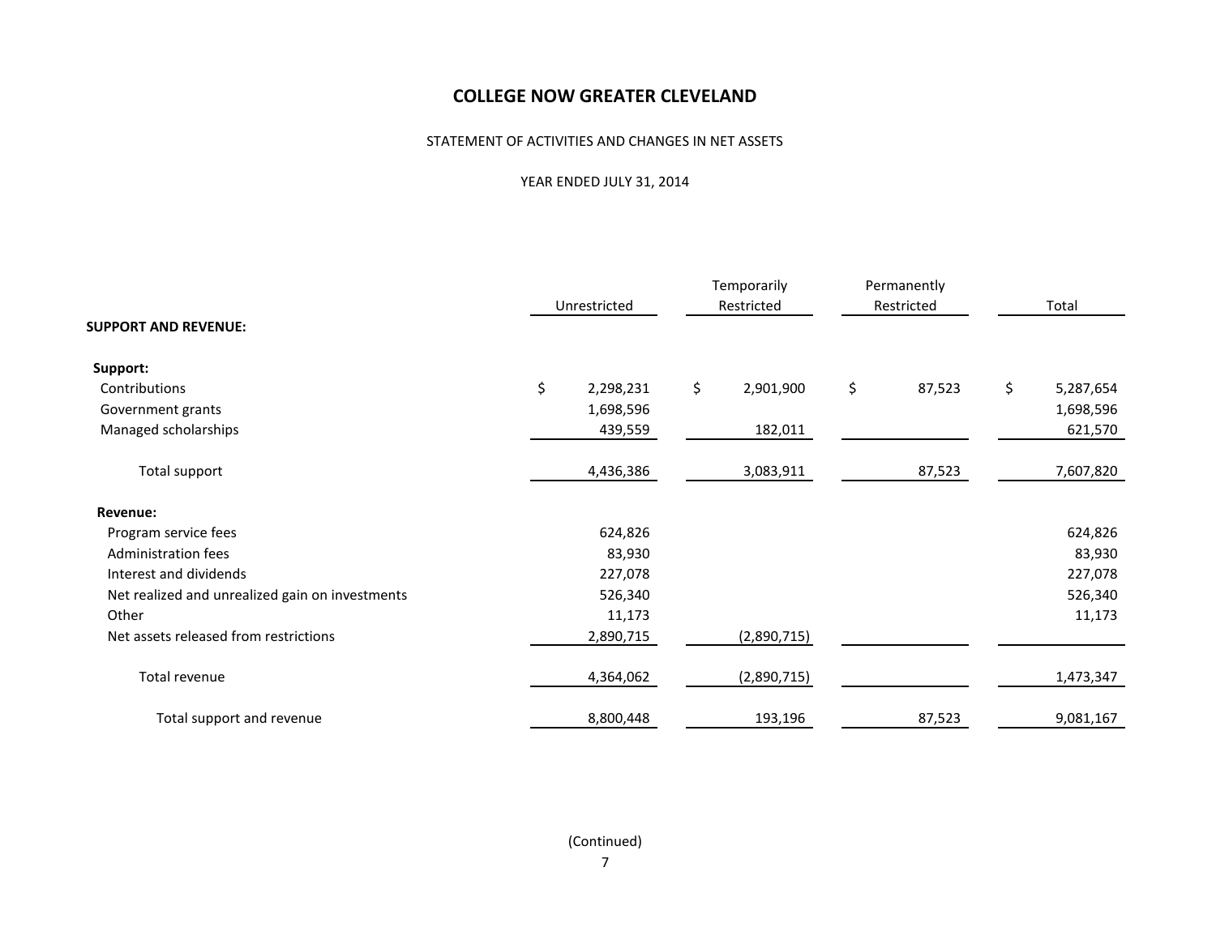# COLLEGE NOW GREATER CLEVELAND

STATEMENT OF ACTIVITIES AND CHANGES IN NET ASSETS

YEAR ENDED JULY 31, 2014

| | Unrestricted | Temporarily Restricted | Permanently Restricted | Total |
|---|---|---|---|---|
| **SUPPORT AND REVENUE:** | | | | |
| **Support:** | | | | |
| Contributions | $ 2,298,231 | $ 2,901,900 | $ 87,523 | $ 5,287,654 |
| Government grants | 1,698,596 | | | 1,698,596 |
| Managed scholarships | 439,559 | 182,011 | | 621,570 |
| Total support | 4,436,386 | 3,083,911 | 87,523 | 7,607,820 |
| **Revenue:** | | | | |
| Program service fees | 624,826 | | | 624,826 |
| Administration fees | 83,930 | | | 83,930 |
| Interest and dividends | 227,078 | | | 227,078 |
| Net realized and unrealized gain on investments | 526,340 | | | 526,340 |
| Other | 11,173 | | | 11,173 |
| Net assets released from restrictions | 2,890,715 | (2,890,715) | | |
| Total revenue | 4,364,062 | (2,890,715) | | 1,473,347 |
| Total support and revenue | 8,800,448 | 193,196 | 87,523 | 9,081,167 |

(Continued)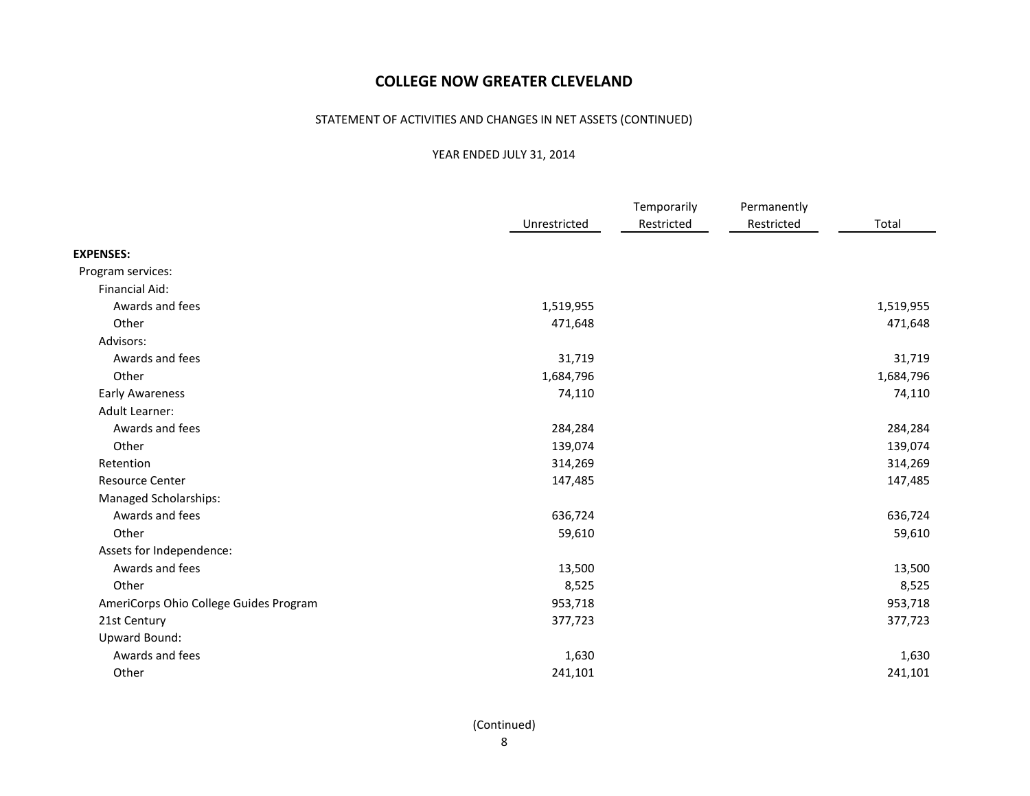# COLLEGE NOW GREATER CLEVELAND

STATEMENT OF ACTIVITIES AND CHANGES IN NET ASSETS (CONTINUED)

YEAR ENDED JULY 31, 2014

| | Unrestricted | Temporarily Restricted | Permanently Restricted | Total |
|---|---|---|---|---|
| **EXPENSES:** | | | | |
| Program services: | | | | |
| Financial Aid: | | | | |
| Awards and fees | 1,519,955 | | | 1,519,955 |
| Other | 471,648 | | | 471,648 |
| Advisors: | | | | |
| Awards and fees | 31,719 | | | 31,719 |
| Other | 1,684,796 | | | 1,684,796 |
| Early Awareness | 74,110 | | | 74,110 |
| Adult Learner: | | | | |
| Awards and fees | 284,284 | | | 284,284 |
| Other | 139,074 | | | 139,074 |
| Retention | 314,269 | | | 314,269 |
| Resource Center | 147,485 | | | 147,485 |
| Managed Scholarships: | | | | |
| Awards and fees | 636,724 | | | 636,724 |
| Other | 59,610 | | | 59,610 |
| Assets for Independence: | | | | |
| Awards and fees | 13,500 | | | 13,500 |
| Other | 8,525 | | | 8,525 |
| AmeriCorps Ohio College Guides Program | 953,718 | | | 953,718 |
| 21st Century | 377,723 | | | 377,723 |
| Upward Bound: | | | | |
| Awards and fees | 1,630 | | | 1,630 |
| Other | 241,101 | | | 241,101 |

(Continued)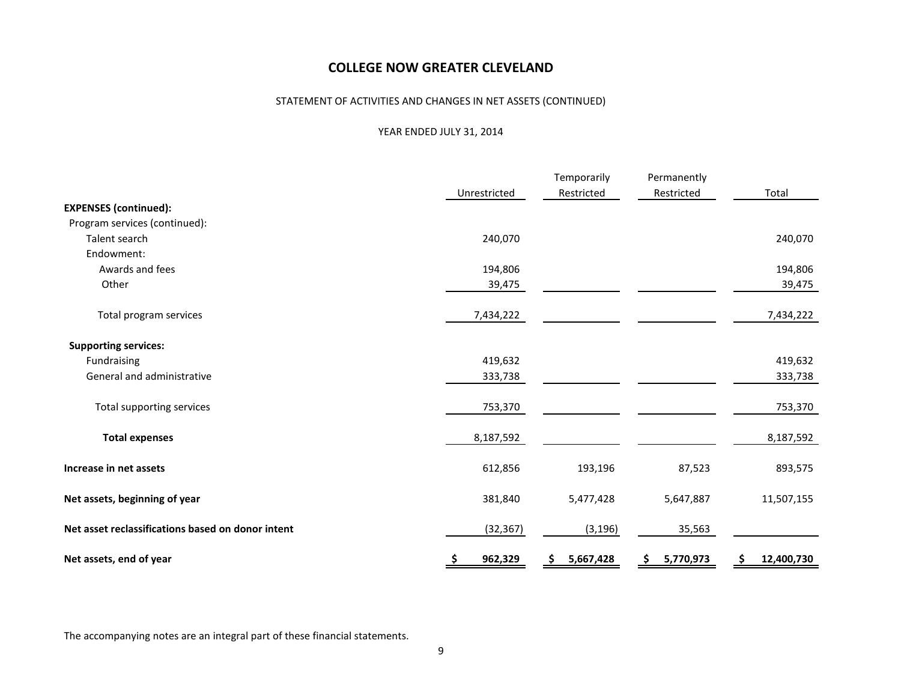# COLLEGE NOW GREATER CLEVELAND

STATEMENT OF ACTIVITIES AND CHANGES IN NET ASSETS (CONTINUED)

YEAR ENDED JULY 31, 2014

| | Unrestricted | Temporarily Restricted | Permanently Restricted | Total |
|---|---|---|---|---|
| **EXPENSES (continued):** | | | | |
| Program services (continued): | | | | |
| Talent search | 240,070 | | | 240,070 |
| Endowment: | | | | |
| Awards and fees | 194,806 | | | 194,806 |
| Other | 39,475 | | | 39,475 |
| Total program services | 7,434,222 | | | 7,434,222 |
| **Supporting services:** | | | | |
| Fundraising | 419,632 | | | 419,632 |
| General and administrative | 333,738 | | | 333,738 |
| Total supporting services | 753,370 | | | 753,370 |
| **Total expenses** | 8,187,592 | | | 8,187,592 |
| **Increase in net assets** | 612,856 | 193,196 | 87,523 | 893,575 |
| **Net assets, beginning of year** | 381,840 | 5,477,428 | 5,647,887 | 11,507,155 |
| **Net asset reclassifications based on donor intent** | (32,367) | (3,196) | 35,563 | |
| **Net assets, end of year** | **$ 962,329** | **$ 5,667,428** | **$ 5,770,973** | **$ 12,400,730** |

The accompanying notes are an integral part of these financial statements.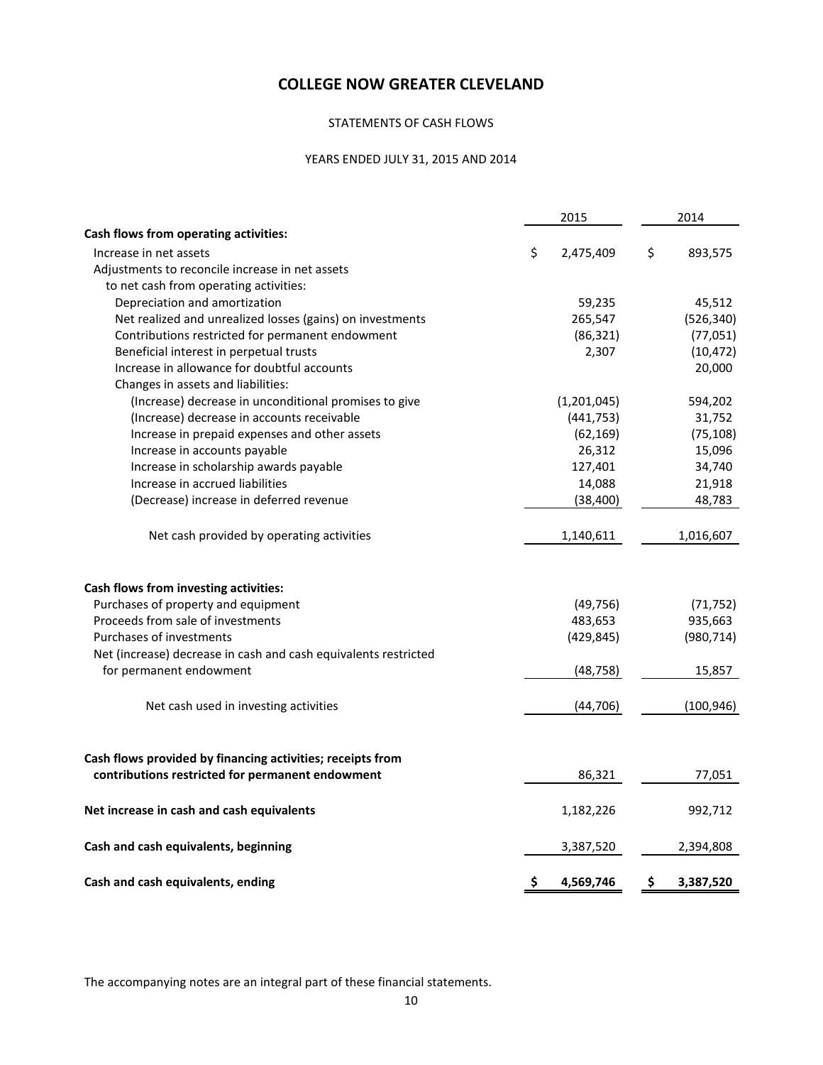# COLLEGE NOW GREATER CLEVELAND

STATEMENTS OF CASH FLOWS

YEARS ENDED JULY 31, 2015 AND 2014

| | 2015 | 2014 |
|---|---|---|
| **Cash flows from operating activities:** | | |
| Increase in net assets | $ 2,475,409 | $ 893,575 |
| Adjustments to reconcile increase in net assets to net cash from operating activities: | | |
| Depreciation and amortization | 59,235 | 45,512 |
| Net realized and unrealized losses (gains) on investments | 265,547 | (526,340) |
| Contributions restricted for permanent endowment | (86,321) | (77,051) |
| Beneficial interest in perpetual trusts | 2,307 | (10,472) |
| Increase in allowance for doubtful accounts | | 20,000 |
| Changes in assets and liabilities: | | |
| (Increase) decrease in unconditional promises to give | (1,201,045) | 594,202 |
| (Increase) decrease in accounts receivable | (441,753) | 31,752 |
| Increase in prepaid expenses and other assets | (62,169) | (75,108) |
| Increase in accounts payable | 26,312 | 15,096 |
| Increase in scholarship awards payable | 127,401 | 34,740 |
| Increase in accrued liabilities | 14,088 | 21,918 |
| (Decrease) increase in deferred revenue | (38,400) | 48,783 |
| Net cash provided by operating activities | 1,140,611 | 1,016,607 |
| **Cash flows from investing activities:** | | |
| Purchases of property and equipment | (49,756) | (71,752) |
| Proceeds from sale of investments | 483,653 | 935,663 |
| Purchases of investments | (429,845) | (980,714) |
| Net (increase) decrease in cash and cash equivalents restricted for permanent endowment | (48,758) | 15,857 |
| Net cash used in investing activities | (44,706) | (100,946) |
| **Cash flows provided by financing activities; receipts from contributions restricted for permanent endowment** | 86,321 | 77,051 |
| **Net increase in cash and cash equivalents** | 1,182,226 | 992,712 |
| **Cash and cash equivalents, beginning** | 3,387,520 | 2,394,808 |
| **Cash and cash equivalents, ending** | **$ 4,569,746** | **$ 3,387,520** |

The accompanying notes are an integral part of these financial statements.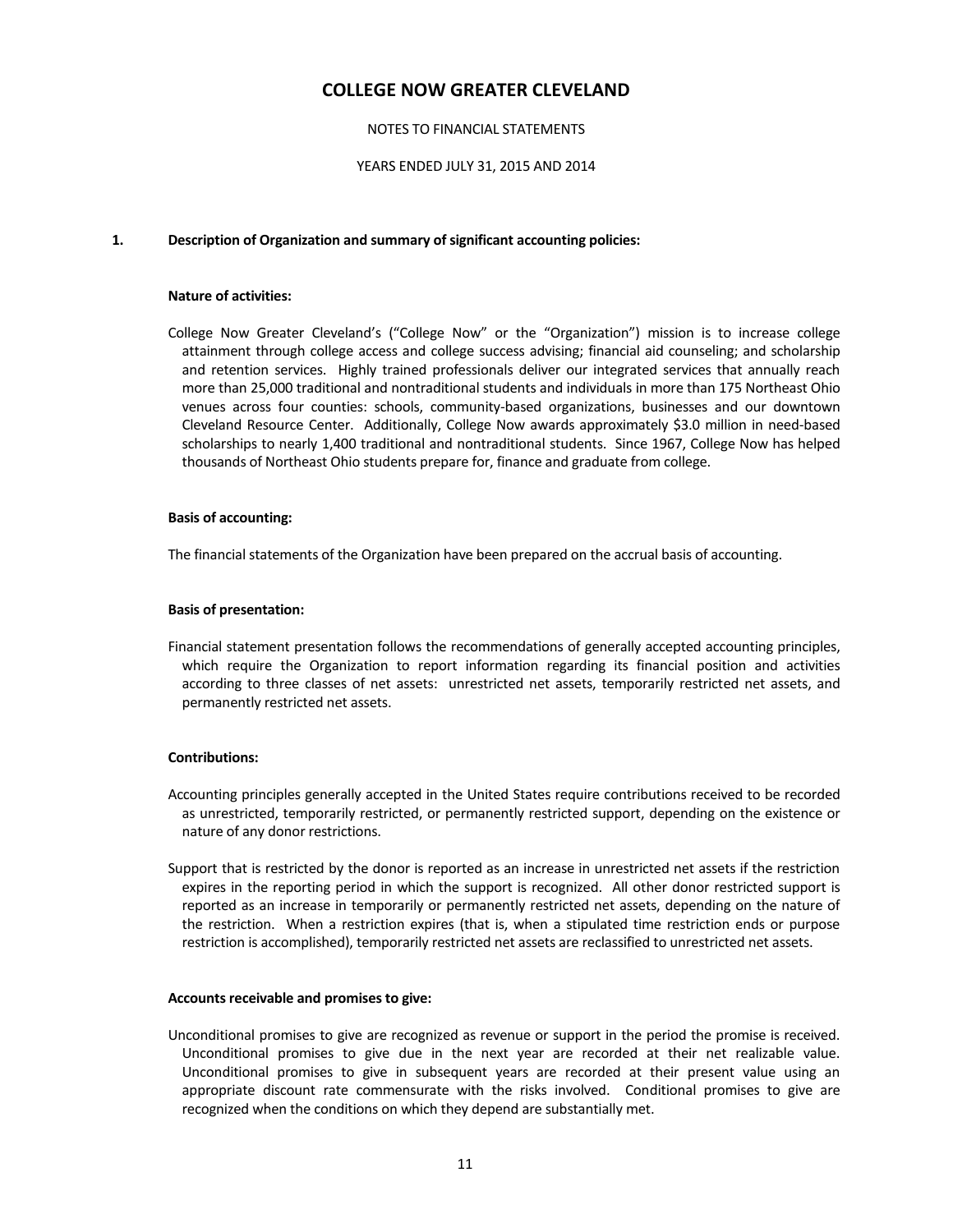# COLLEGE NOW GREATER CLEVELAND

NOTES TO FINANCIAL STATEMENTS

YEARS ENDED JULY 31, 2015 AND 2014

## 1. Description of Organization and summary of significant accounting policies:

### Nature of activities:

College Now Greater Cleveland's ("College Now" or the "Organization") mission is to increase college attainment through college access and college success advising; financial aid counseling; and scholarship and retention services. Highly trained professionals deliver our integrated services that annually reach more than 25,000 traditional and nontraditional students and individuals in more than 175 Northeast Ohio venues across four counties: schools, community-based organizations, businesses and our downtown Cleveland Resource Center. Additionally, College Now awards approximately $3.0 million in need-based scholarships to nearly 1,400 traditional and nontraditional students. Since 1967, College Now has helped thousands of Northeast Ohio students prepare for, finance and graduate from college.

### Basis of accounting:

The financial statements of the Organization have been prepared on the accrual basis of accounting.

### Basis of presentation:

Financial statement presentation follows the recommendations of generally accepted accounting principles, which require the Organization to report information regarding its financial position and activities according to three classes of net assets: unrestricted net assets, temporarily restricted net assets, and permanently restricted net assets.

### Contributions:

Accounting principles generally accepted in the United States require contributions received to be recorded as unrestricted, temporarily restricted, or permanently restricted support, depending on the existence or nature of any donor restrictions.

Support that is restricted by the donor is reported as an increase in unrestricted net assets if the restriction expires in the reporting period in which the support is recognized. All other donor restricted support is reported as an increase in temporarily or permanently restricted net assets, depending on the nature of the restriction. When a restriction expires (that is, when a stipulated time restriction ends or purpose restriction is accomplished), temporarily restricted net assets are reclassified to unrestricted net assets.

### Accounts receivable and promises to give:

Unconditional promises to give are recognized as revenue or support in the period the promise is received. Unconditional promises to give due in the next year are recorded at their net realizable value. Unconditional promises to give in subsequent years are recorded at their present value using an appropriate discount rate commensurate with the risks involved. Conditional promises to give are recognized when the conditions on which they depend are substantially met.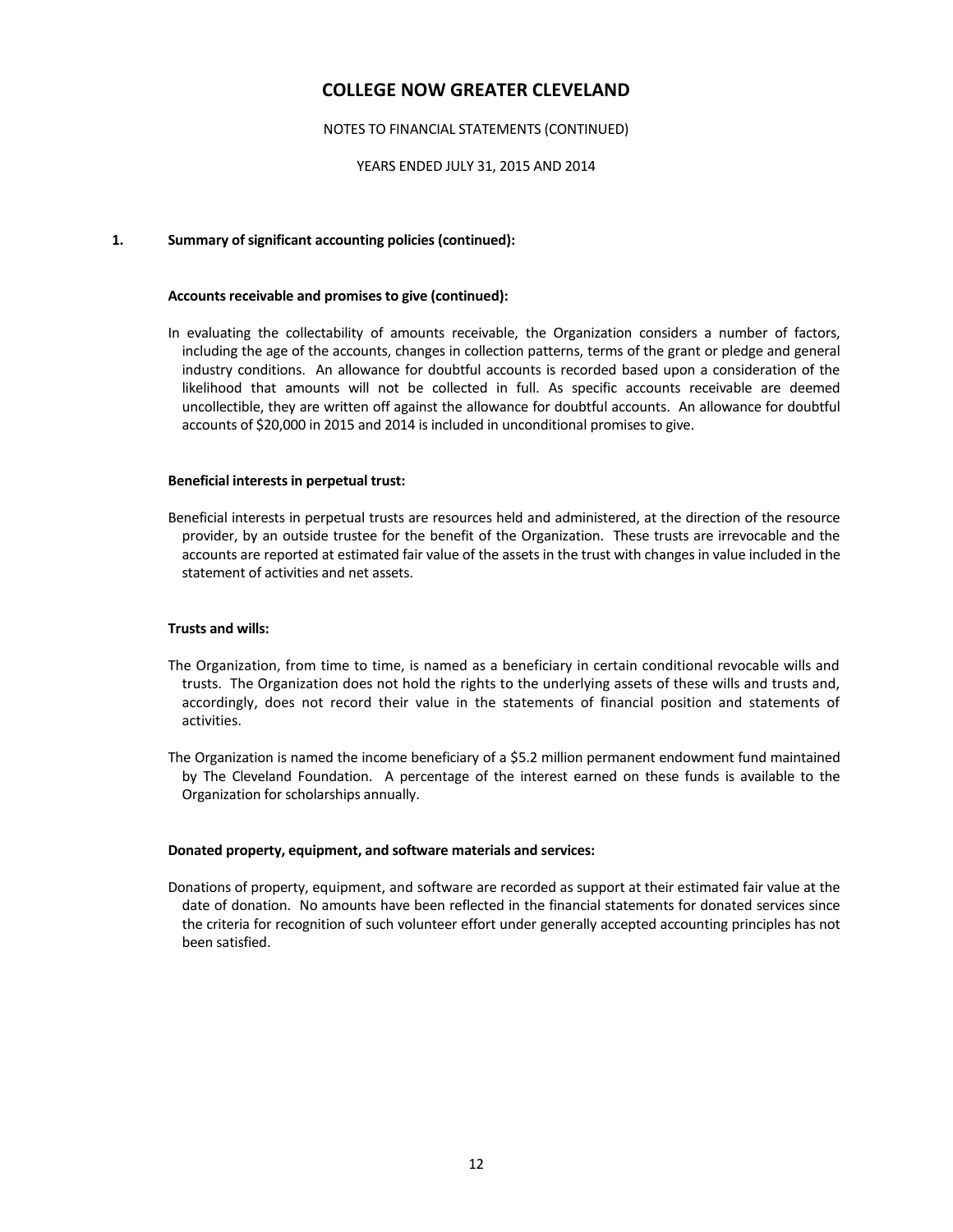# COLLEGE NOW GREATER CLEVELAND

NOTES TO FINANCIAL STATEMENTS (CONTINUED)

YEARS ENDED JULY 31, 2015 AND 2014

## 1. Summary of significant accounting policies (continued):

### Accounts receivable and promises to give (continued):

In evaluating the collectability of amounts receivable, the Organization considers a number of factors, including the age of the accounts, changes in collection patterns, terms of the grant or pledge and general industry conditions. An allowance for doubtful accounts is recorded based upon a consideration of the likelihood that amounts will not be collected in full. As specific accounts receivable are deemed uncollectible, they are written off against the allowance for doubtful accounts. An allowance for doubtful accounts of $20,000 in 2015 and 2014 is included in unconditional promises to give.

### Beneficial interests in perpetual trust:

Beneficial interests in perpetual trusts are resources held and administered, at the direction of the resource provider, by an outside trustee for the benefit of the Organization. These trusts are irrevocable and the accounts are reported at estimated fair value of the assets in the trust with changes in value included in the statement of activities and net assets.

### Trusts and wills:

The Organization, from time to time, is named as a beneficiary in certain conditional revocable wills and trusts. The Organization does not hold the rights to the underlying assets of these wills and trusts and, accordingly, does not record their value in the statements of financial position and statements of activities.

The Organization is named the income beneficiary of a $5.2 million permanent endowment fund maintained by The Cleveland Foundation. A percentage of the interest earned on these funds is available to the Organization for scholarships annually.

### Donated property, equipment, and software materials and services:

Donations of property, equipment, and software are recorded as support at their estimated fair value at the date of donation. No amounts have been reflected in the financial statements for donated services since the criteria for recognition of such volunteer effort under generally accepted accounting principles has not been satisfied.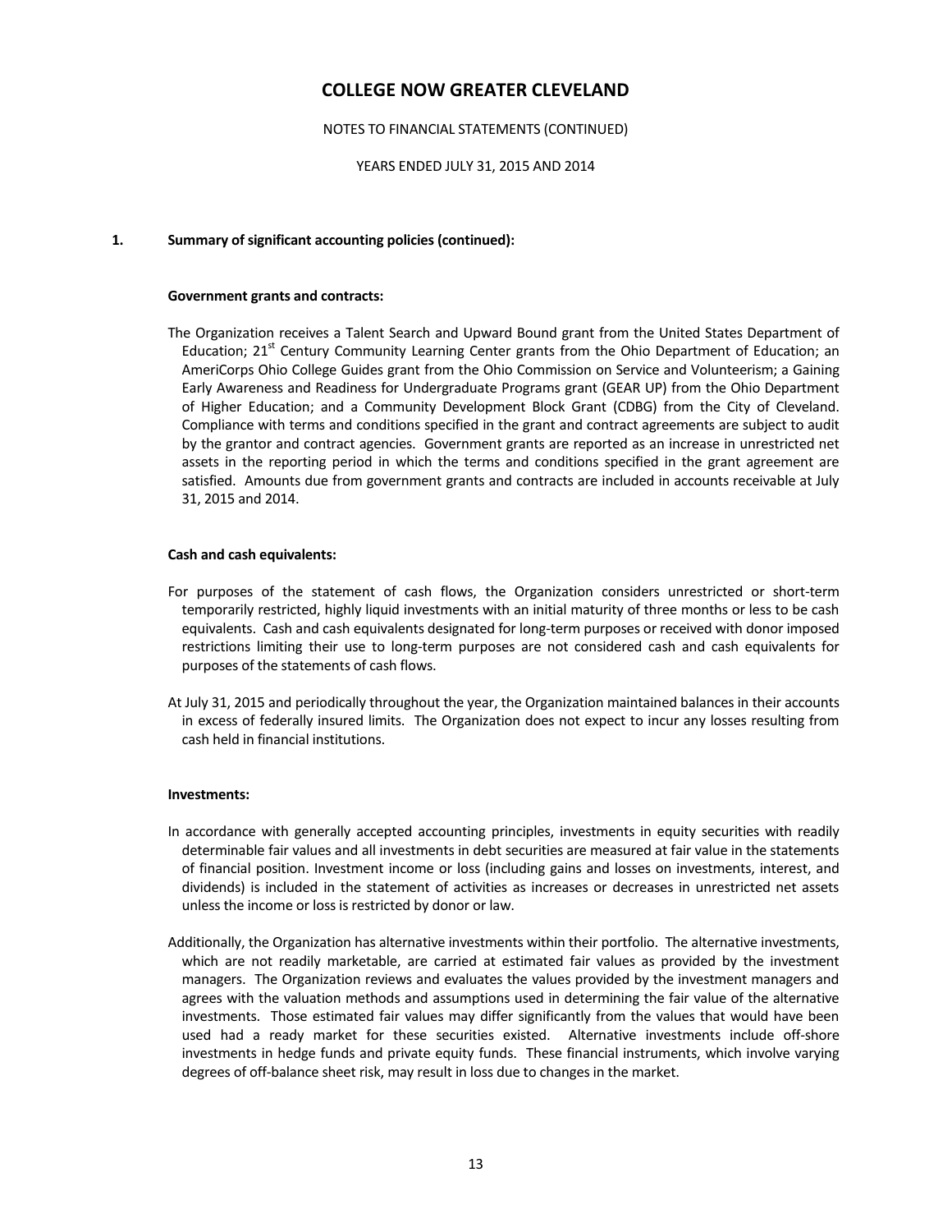# COLLEGE NOW GREATER CLEVELAND

NOTES TO FINANCIAL STATEMENTS (CONTINUED)

YEARS ENDED JULY 31, 2015 AND 2014

## 1. Summary of significant accounting policies (continued):

### Government grants and contracts:

The Organization receives a Talent Search and Upward Bound grant from the United States Department of Education; 21st Century Community Learning Center grants from the Ohio Department of Education; an AmeriCorps Ohio College Guides grant from the Ohio Commission on Service and Volunteerism; a Gaining Early Awareness and Readiness for Undergraduate Programs grant (GEAR UP) from the Ohio Department of Higher Education; and a Community Development Block Grant (CDBG) from the City of Cleveland. Compliance with terms and conditions specified in the grant and contract agreements are subject to audit by the grantor and contract agencies. Government grants are reported as an increase in unrestricted net assets in the reporting period in which the terms and conditions specified in the grant agreement are satisfied. Amounts due from government grants and contracts are included in accounts receivable at July 31, 2015 and 2014.

### Cash and cash equivalents:

For purposes of the statement of cash flows, the Organization considers unrestricted or short-term temporarily restricted, highly liquid investments with an initial maturity of three months or less to be cash equivalents. Cash and cash equivalents designated for long-term purposes or received with donor imposed restrictions limiting their use to long-term purposes are not considered cash and cash equivalents for purposes of the statements of cash flows.

At July 31, 2015 and periodically throughout the year, the Organization maintained balances in their accounts in excess of federally insured limits. The Organization does not expect to incur any losses resulting from cash held in financial institutions.

### Investments:

In accordance with generally accepted accounting principles, investments in equity securities with readily determinable fair values and all investments in debt securities are measured at fair value in the statements of financial position. Investment income or loss (including gains and losses on investments, interest, and dividends) is included in the statement of activities as increases or decreases in unrestricted net assets unless the income or loss is restricted by donor or law.

Additionally, the Organization has alternative investments within their portfolio. The alternative investments, which are not readily marketable, are carried at estimated fair values as provided by the investment managers. The Organization reviews and evaluates the values provided by the investment managers and agrees with the valuation methods and assumptions used in determining the fair value of the alternative investments. Those estimated fair values may differ significantly from the values that would have been used had a ready market for these securities existed. Alternative investments include off-shore investments in hedge funds and private equity funds. These financial instruments, which involve varying degrees of off-balance sheet risk, may result in loss due to changes in the market.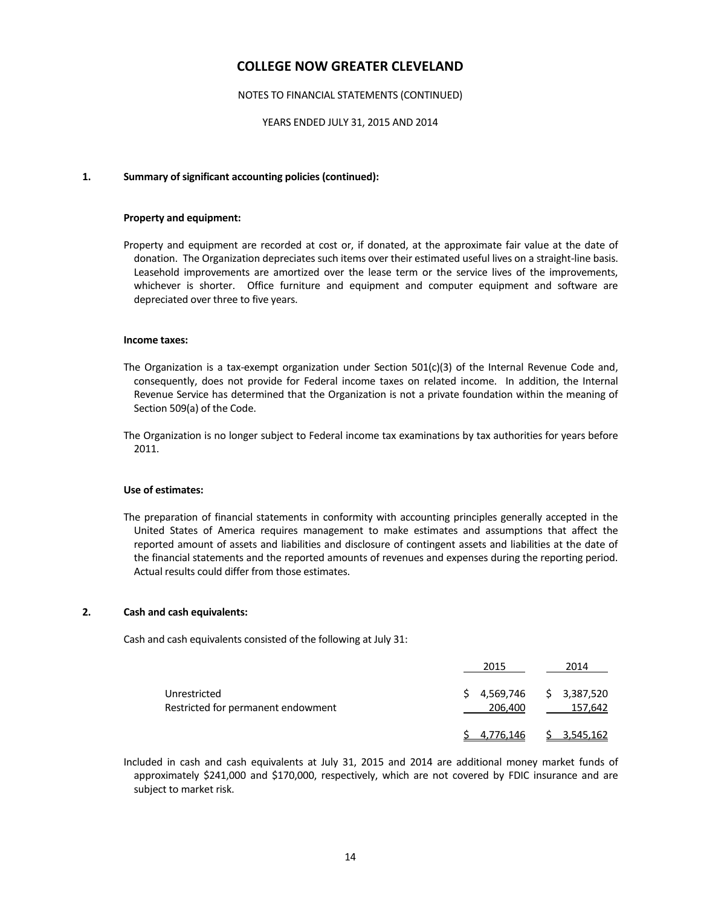# COLLEGE NOW GREATER CLEVELAND

NOTES TO FINANCIAL STATEMENTS (CONTINUED)

YEARS ENDED JULY 31, 2015 AND 2014

## 1. Summary of significant accounting policies (continued):

### Property and equipment:

Property and equipment are recorded at cost or, if donated, at the approximate fair value at the date of donation. The Organization depreciates such items over their estimated useful lives on a straight-line basis. Leasehold improvements are amortized over the lease term or the service lives of the improvements, whichever is shorter. Office furniture and equipment and computer equipment and software are depreciated over three to five years.

### Income taxes:

The Organization is a tax-exempt organization under Section 501(c)(3) of the Internal Revenue Code and, consequently, does not provide for Federal income taxes on related income. In addition, the Internal Revenue Service has determined that the Organization is not a private foundation within the meaning of Section 509(a) of the Code.

The Organization is no longer subject to Federal income tax examinations by tax authorities for years before 2011.

### Use of estimates:

The preparation of financial statements in conformity with accounting principles generally accepted in the United States of America requires management to make estimates and assumptions that affect the reported amount of assets and liabilities and disclosure of contingent assets and liabilities at the date of the financial statements and the reported amounts of revenues and expenses during the reporting period. Actual results could differ from those estimates.

## 2. Cash and cash equivalents:

Cash and cash equivalents consisted of the following at July 31:

| | 2015 | 2014 |
|---|---|---|
| Unrestricted | $ 4,569,746 | $ 3,387,520 |
| Restricted for permanent endowment | 206,400 | 157,642 |
| | $ 4,776,146 | $ 3,545,162 |

Included in cash and cash equivalents at July 31, 2015 and 2014 are additional money market funds of approximately $241,000 and $170,000, respectively, which are not covered by FDIC insurance and are subject to market risk.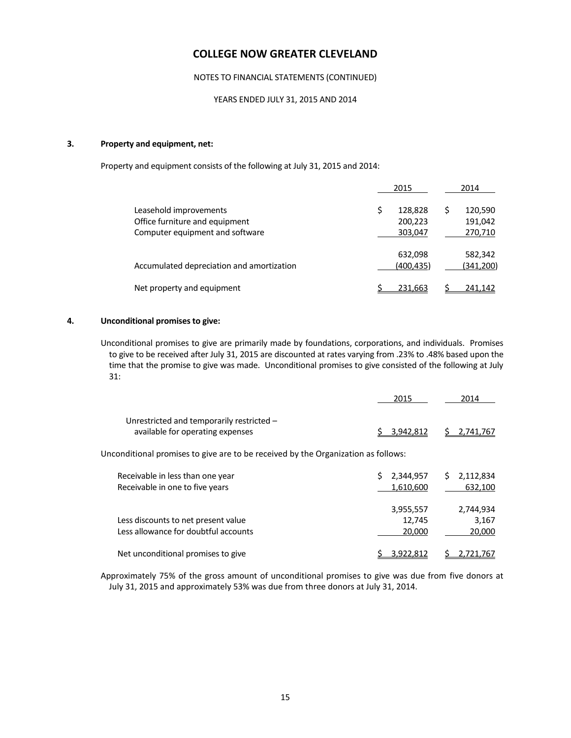# COLLEGE NOW GREATER CLEVELAND

NOTES TO FINANCIAL STATEMENTS (CONTINUED)

YEARS ENDED JULY 31, 2015 AND 2014

### 3. Property and equipment, net:

Property and equipment consists of the following at July 31, 2015 and 2014:

| | 2015 | 2014 |
|---|---|---|
| Leasehold improvements | $ 128,828 | $ 120,590 |
| Office furniture and equipment | 200,223 | 191,042 |
| Computer equipment and software | 303,047 | 270,710 |
| | 632,098 | 582,342 |
| Accumulated depreciation and amortization | (400,435) | (341,200) |
| Net property and equipment | $ 231,663 | $ 241,142 |

### 4. Unconditional promises to give:

Unconditional promises to give are primarily made by foundations, corporations, and individuals. Promises to give to be received after July 31, 2015 are discounted at rates varying from .23% to .48% based upon the time that the promise to give was made. Unconditional promises to give consisted of the following at July 31:

| | 2015 | 2014 |
|---|---|---|
| Unrestricted and temporarily restricted – available for operating expenses | $ 3,942,812 | $ 2,741,767 |

Unconditional promises to give are to be received by the Organization as follows:

| | 2015 | 2014 |
|---|---|---|
| Receivable in less than one year | $ 2,344,957 | $ 2,112,834 |
| Receivable in one to five years | 1,610,600 | 632,100 |
| | 3,955,557 | 2,744,934 |
| Less discounts to net present value | 12,745 | 3,167 |
| Less allowance for doubtful accounts | 20,000 | 20,000 |
| Net unconditional promises to give | $ 3,922,812 | $ 2,721,767 |

Approximately 75% of the gross amount of unconditional promises to give was due from five donors at July 31, 2015 and approximately 53% was due from three donors at July 31, 2014.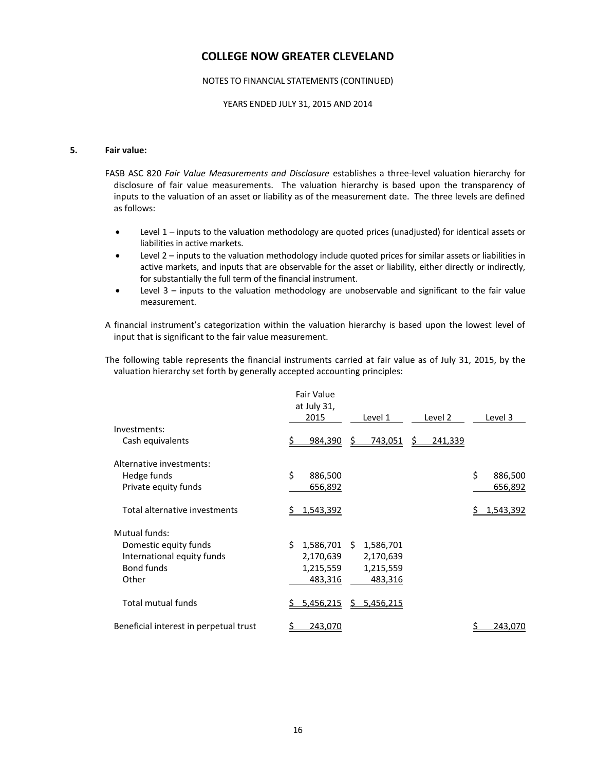# COLLEGE NOW GREATER CLEVELAND

NOTES TO FINANCIAL STATEMENTS (CONTINUED)

YEARS ENDED JULY 31, 2015 AND 2014

**5. Fair value:**

FASB ASC 820 *Fair Value Measurements and Disclosure* establishes a three-level valuation hierarchy for disclosure of fair value measurements. The valuation hierarchy is based upon the transparency of inputs to the valuation of an asset or liability as of the measurement date. The three levels are defined as follows:

- Level 1 – inputs to the valuation methodology are quoted prices (unadjusted) for identical assets or liabilities in active markets.
- Level 2 – inputs to the valuation methodology include quoted prices for similar assets or liabilities in active markets, and inputs that are observable for the asset or liability, either directly or indirectly, for substantially the full term of the financial instrument.
- Level 3 – inputs to the valuation methodology are unobservable and significant to the fair value measurement.

A financial instrument's categorization within the valuation hierarchy is based upon the lowest level of input that is significant to the fair value measurement.

The following table represents the financial instruments carried at fair value as of July 31, 2015, by the valuation hierarchy set forth by generally accepted accounting principles:

| | Fair Value at July 31, 2015 | Level 1 | Level 2 | Level 3 |
|---|---|---|---|---|
| Investments: | | | | |
| Cash equivalents | $ 984,390 | $ 743,051 | $ 241,339 | |
| Alternative investments: | | | | |
| Hedge funds | $ 886,500 | | | $ 886,500 |
| Private equity funds | 656,892 | | | 656,892 |
| Total alternative investments | $ 1,543,392 | | | $ 1,543,392 |
| Mutual funds: | | | | |
| Domestic equity funds | $ 1,586,701 | $ 1,586,701 | | |
| International equity funds | 2,170,639 | 2,170,639 | | |
| Bond funds | 1,215,559 | 1,215,559 | | |
| Other | 483,316 | 483,316 | | |
| Total mutual funds | $ 5,456,215 | $ 5,456,215 | | |
| Beneficial interest in perpetual trust | $ 243,070 | | | $ 243,070 |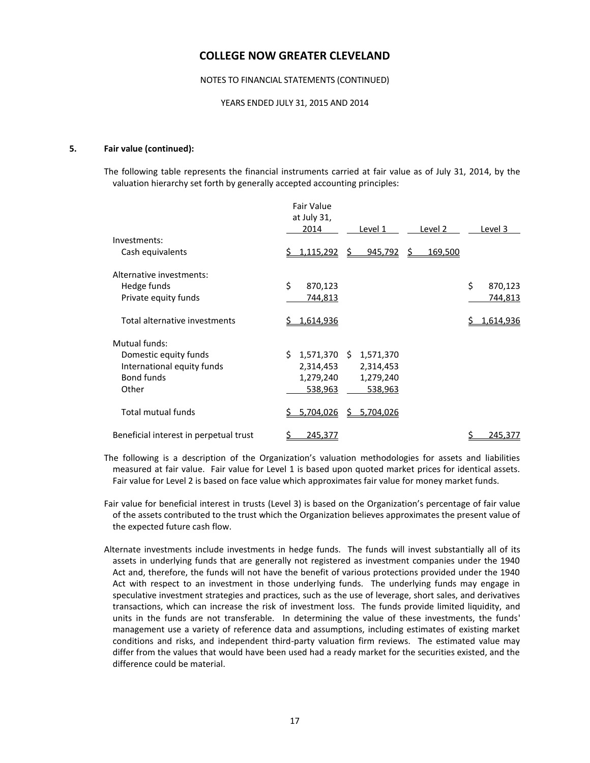### 5. Fair value (continued):

The following table represents the financial instruments carried at fair value as of July 31, 2014, by the valuation hierarchy set forth by generally accepted accounting principles:

| | Fair Value at July 31, 2014 | Level 1 | Level 2 | Level 3 |
|---|---|---|---|---|
| Investments: | | | | |
| Cash equivalents | $ 1,115,292 | $ 945,792 | $ 169,500 | |
| | | | | |
| Alternative investments: | | | | |
| Hedge funds | $ 870,123 | | | $ 870,123 |
| Private equity funds | 744,813 | | | 744,813 |
| | | | | |
| Total alternative investments | $ 1,614,936 | | | $ 1,614,936 |
| | | | | |
| Mutual funds: | | | | |
| Domestic equity funds | $ 1,571,370 | $ 1,571,370 | | |
| International equity funds | 2,314,453 | 2,314,453 | | |
| Bond funds | 1,279,240 | 1,279,240 | | |
| Other | 538,963 | 538,963 | | |
| | | | | |
| Total mutual funds | $ 5,704,026 | $ 5,704,026 | | |
| | | | | |
| Beneficial interest in perpetual trust | $ 245,377 | | | $ 245,377 |

The following is a description of the Organization's valuation methodologies for assets and liabilities measured at fair value. Fair value for Level 1 is based upon quoted market prices for identical assets. Fair value for Level 2 is based on face value which approximates fair value for money market funds.

Fair value for beneficial interest in trusts (Level 3) is based on the Organization's percentage of fair value of the assets contributed to the trust which the Organization believes approximates the present value of the expected future cash flow.

Alternate investments include investments in hedge funds. The funds will invest substantially all of its assets in underlying funds that are generally not registered as investment companies under the 1940 Act and, therefore, the funds will not have the benefit of various protections provided under the 1940 Act with respect to an investment in those underlying funds. The underlying funds may engage in speculative investment strategies and practices, such as the use of leverage, short sales, and derivatives transactions, which can increase the risk of investment loss. The funds provide limited liquidity, and units in the funds are not transferable. In determining the value of these investments, the funds' management use a variety of reference data and assumptions, including estimates of existing market conditions and risks, and independent third-party valuation firm reviews. The estimated value may differ from the values that would have been used had a ready market for the securities existed, and the difference could be material.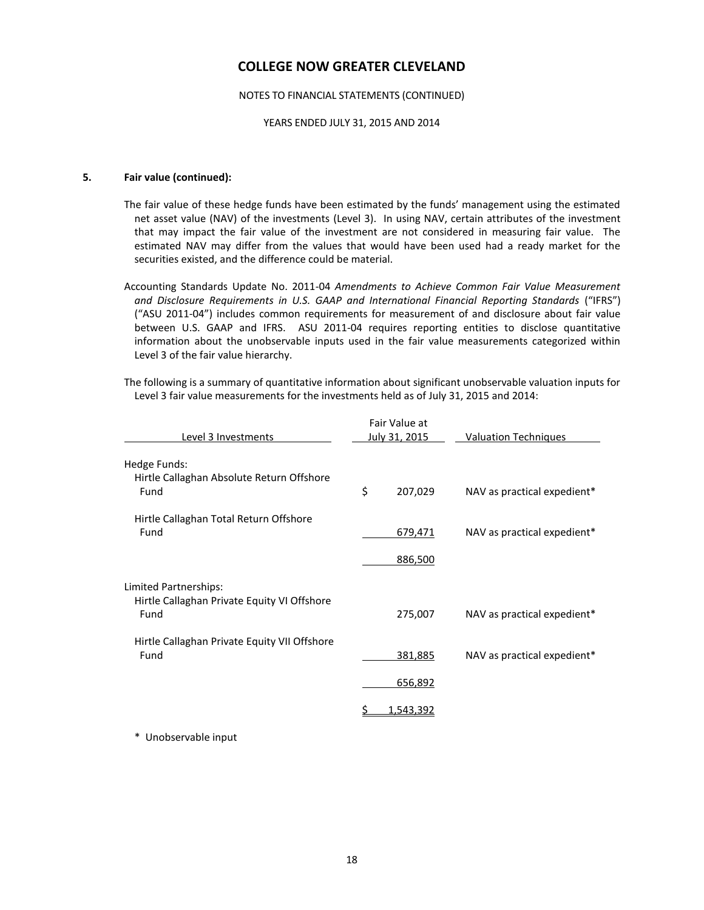**5. Fair value (continued):**

The fair value of these hedge funds have been estimated by the funds' management using the estimated net asset value (NAV) of the investments (Level 3). In using NAV, certain attributes of the investment that may impact the fair value of the investment are not considered in measuring fair value. The estimated NAV may differ from the values that would have been used had a ready market for the securities existed, and the difference could be material.

Accounting Standards Update No. 2011-04 *Amendments to Achieve Common Fair Value Measurement and Disclosure Requirements in U.S. GAAP and International Financial Reporting Standards* ("IFRS") ("ASU 2011-04") includes common requirements for measurement of and disclosure about fair value between U.S. GAAP and IFRS. ASU 2011-04 requires reporting entities to disclose quantitative information about the unobservable inputs used in the fair value measurements categorized within Level 3 of the fair value hierarchy.

The following is a summary of quantitative information about significant unobservable valuation inputs for Level 3 fair value measurements for the investments held as of July 31, 2015 and 2014:

| Level 3 Investments | Fair Value at July 31, 2015 | Valuation Techniques |
|---|---|---|
| Hedge Funds: | | |
| Hirtle Callaghan Absolute Return Offshore Fund | $ 207,029 | NAV as practical expedient* |
| Hirtle Callaghan Total Return Offshore Fund | 679,471 | NAV as practical expedient* |
| | 886,500 | |
| Limited Partnerships: | | |
| Hirtle Callaghan Private Equity VI Offshore Fund | 275,007 | NAV as practical expedient* |
| Hirtle Callaghan Private Equity VII Offshore Fund | 381,885 | NAV as practical expedient* |
| | 656,892 | |
| | $ 1,543,392 | |

\* Unobservable input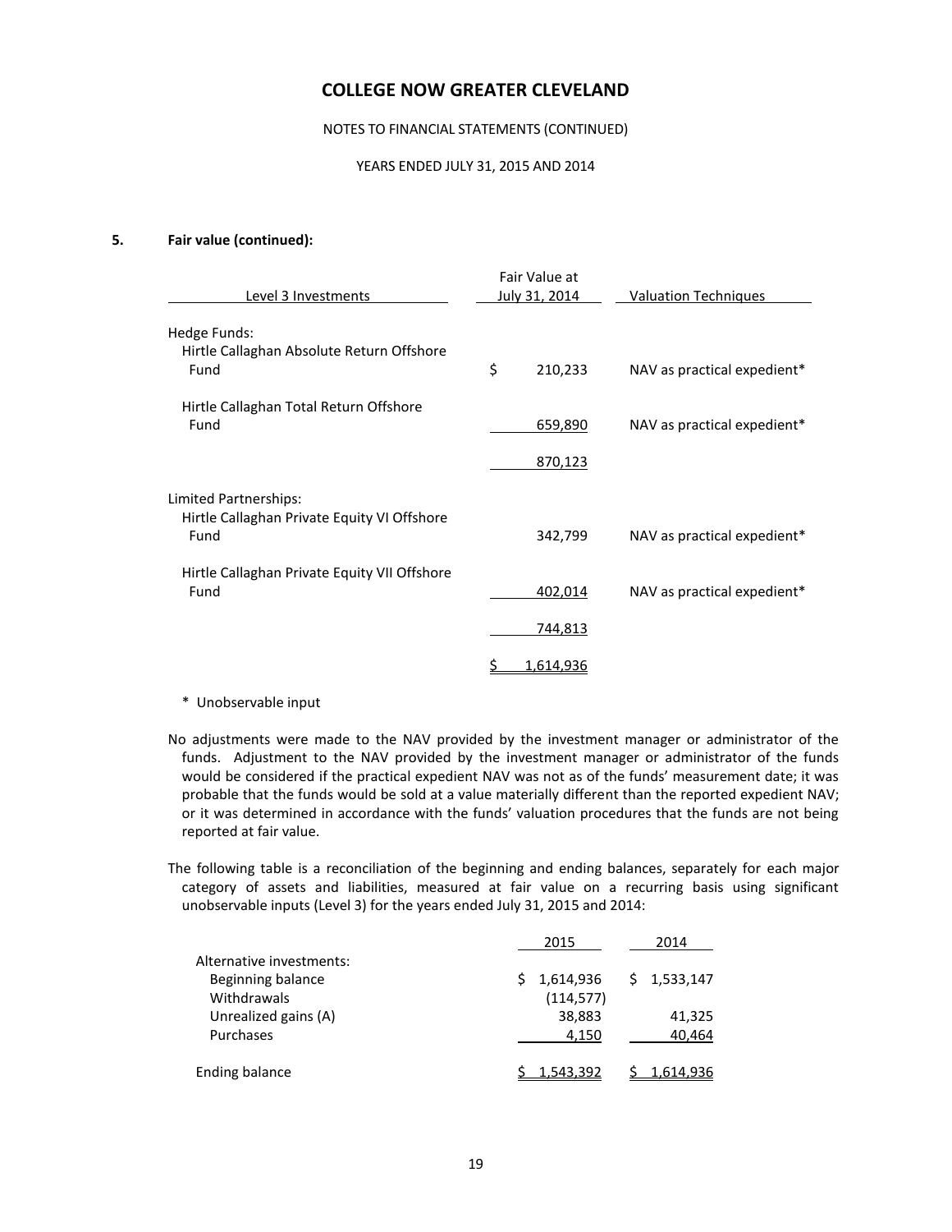### 5. Fair value (continued):

| Level 3 Investments | Fair Value at July 31, 2014 | Valuation Techniques |
|---|---|---|
| Hedge Funds: | | |
| Hirtle Callaghan Absolute Return Offshore Fund | $ 210,233 | NAV as practical expedient* |
| Hirtle Callaghan Total Return Offshore Fund | 659,890 | NAV as practical expedient* |
| | 870,123 | |
| Limited Partnerships: | | |
| Hirtle Callaghan Private Equity VI Offshore Fund | 342,799 | NAV as practical expedient* |
| Hirtle Callaghan Private Equity VII Offshore Fund | 402,014 | NAV as practical expedient* |
| | 744,813 | |
| | $ 1,614,936 | |

* Unobservable input

No adjustments were made to the NAV provided by the investment manager or administrator of the funds. Adjustment to the NAV provided by the investment manager or administrator of the funds would be considered if the practical expedient NAV was not as of the funds' measurement date; it was probable that the funds would be sold at a value materially different than the reported expedient NAV; or it was determined in accordance with the funds' valuation procedures that the funds are not being reported at fair value.

The following table is a reconciliation of the beginning and ending balances, separately for each major category of assets and liabilities, measured at fair value on a recurring basis using significant unobservable inputs (Level 3) for the years ended July 31, 2015 and 2014:

| | 2015 | 2014 |
|---|---|---|
| Alternative investments: | | |
| Beginning balance | $ 1,614,936 | $ 1,533,147 |
| Withdrawals | (114,577) | |
| Unrealized gains (A) | 38,883 | 41,325 |
| Purchases | 4,150 | 40,464 |
| Ending balance | $ 1,543,392 | $ 1,614,936 |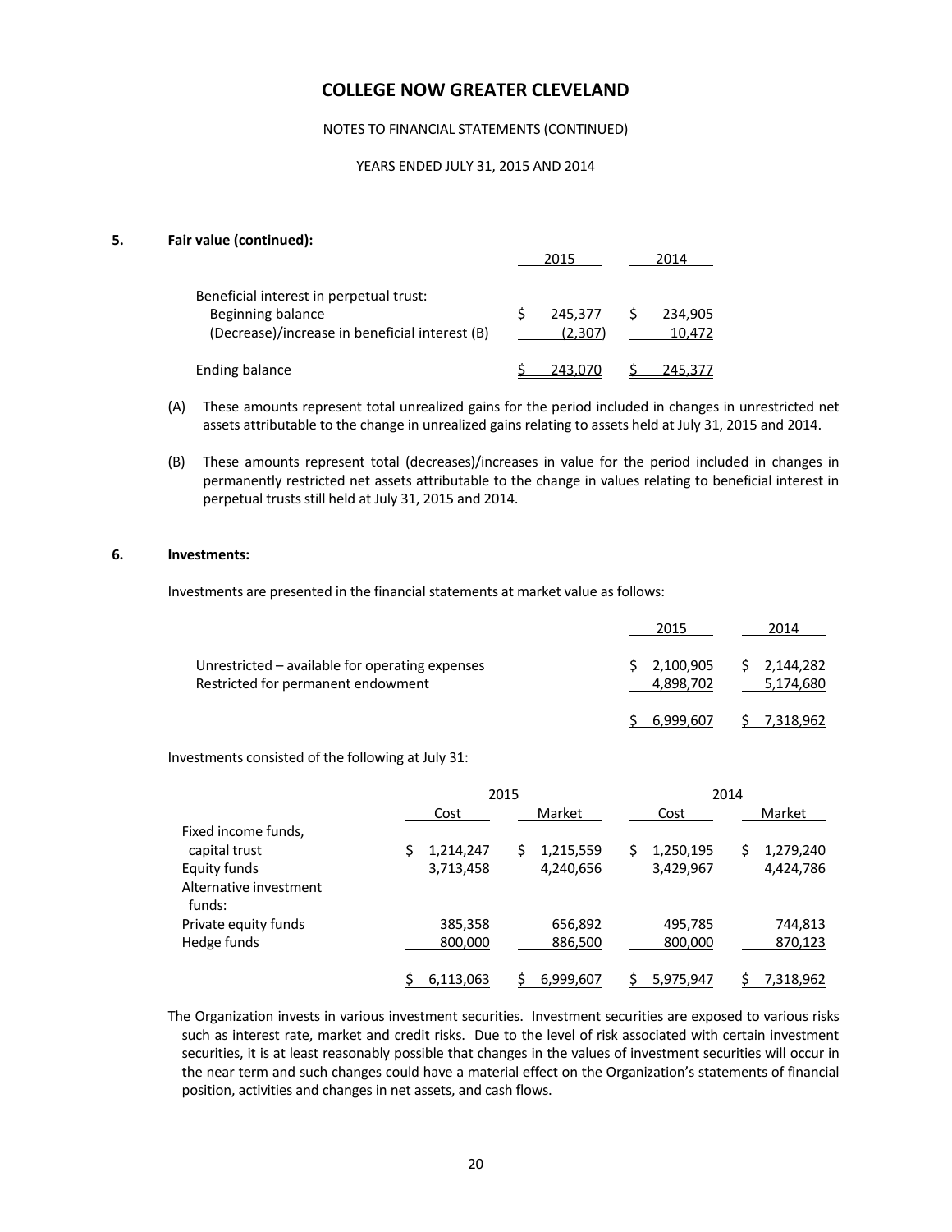## 5. Fair value (continued):

| | 2015 | 2014 |
|---|---|---|
| Beneficial interest in perpetual trust: | | |
| Beginning balance | $ 245,377 | $ 234,905 |
| (Decrease)/increase in beneficial interest (B) | (2,307) | 10,472 |
| Ending balance | $ 243,070 | $ 245,377 |

(A) These amounts represent total unrealized gains for the period included in changes in unrestricted net assets attributable to the change in unrealized gains relating to assets held at July 31, 2015 and 2014.

(B) These amounts represent total (decreases)/increases in value for the period included in changes in permanently restricted net assets attributable to the change in values relating to beneficial interest in perpetual trusts still held at July 31, 2015 and 2014.

## 6. Investments:

Investments are presented in the financial statements at market value as follows:

| | 2015 | 2014 |
|---|---|---|
| Unrestricted – available for operating expenses | $ 2,100,905 | $ 2,144,282 |
| Restricted for permanent endowment | 4,898,702 | 5,174,680 |
| | $ 6,999,607 | $ 7,318,962 |

Investments consisted of the following at July 31:

| | 2015 | | 2014 | |
|---|---|---|---|---|
| | Cost | Market | Cost | Market |
| Fixed income funds, capital trust | $ 1,214,247 | $ 1,215,559 | $ 1,250,195 | $ 1,279,240 |
| Equity funds | 3,713,458 | 4,240,656 | 3,429,967 | 4,424,786 |
| Alternative investment funds: | | | | |
| Private equity funds | 385,358 | 656,892 | 495,785 | 744,813 |
| Hedge funds | 800,000 | 886,500 | 800,000 | 870,123 |
| | $ 6,113,063 | $ 6,999,607 | $ 5,975,947 | $ 7,318,962 |

The Organization invests in various investment securities. Investment securities are exposed to various risks such as interest rate, market and credit risks. Due to the level of risk associated with certain investment securities, it is at least reasonably possible that changes in the values of investment securities will occur in the near term and such changes could have a material effect on the Organization's statements of financial position, activities and changes in net assets, and cash flows.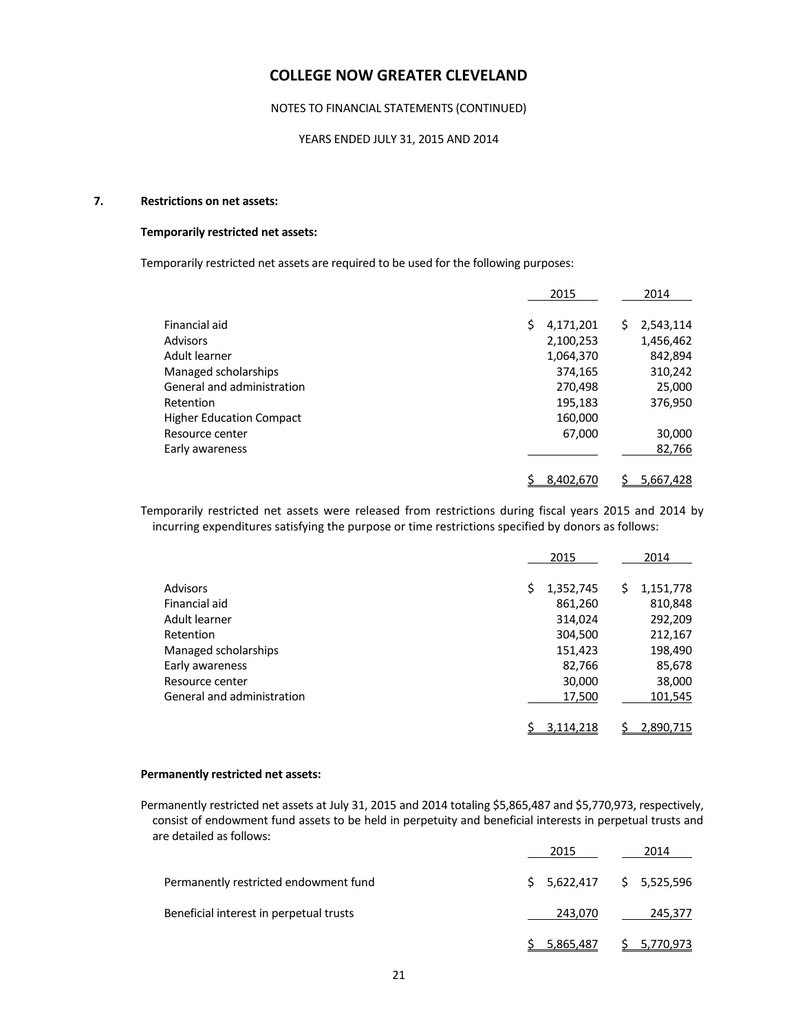# COLLEGE NOW GREATER CLEVELAND

NOTES TO FINANCIAL STATEMENTS (CONTINUED)

YEARS ENDED JULY 31, 2015 AND 2014

**7. Restrictions on net assets:**

**Temporarily restricted net assets:**

Temporarily restricted net assets are required to be used for the following purposes:

| | 2015 | 2014 |
|---|---|---|
| Financial aid | $ 4,171,201 | $ 2,543,114 |
| Advisors | 2,100,253 | 1,456,462 |
| Adult learner | 1,064,370 | 842,894 |
| Managed scholarships | 374,165 | 310,242 |
| General and administration | 270,498 | 25,000 |
| Retention | 195,183 | 376,950 |
| Higher Education Compact | 160,000 | |
| Resource center | 67,000 | 30,000 |
| Early awareness | | 82,766 |
| | $ 8,402,670 | $ 5,667,428 |

Temporarily restricted net assets were released from restrictions during fiscal years 2015 and 2014 by incurring expenditures satisfying the purpose or time restrictions specified by donors as follows:

| | 2015 | 2014 |
|---|---|---|
| Advisors | $ 1,352,745 | $ 1,151,778 |
| Financial aid | 861,260 | 810,848 |
| Adult learner | 314,024 | 292,209 |
| Retention | 304,500 | 212,167 |
| Managed scholarships | 151,423 | 198,490 |
| Early awareness | 82,766 | 85,678 |
| Resource center | 30,000 | 38,000 |
| General and administration | 17,500 | 101,545 |
| | $ 3,114,218 | $ 2,890,715 |

**Permanently restricted net assets:**

Permanently restricted net assets at July 31, 2015 and 2014 totaling $5,865,487 and $5,770,973, respectively, consist of endowment fund assets to be held in perpetuity and beneficial interests in perpetual trusts and are detailed as follows:

| | 2015 | 2014 |
|---|---|---|
| Permanently restricted endowment fund | $ 5,622,417 | $ 5,525,596 |
| Beneficial interest in perpetual trusts | 243,070 | 245,377 |
| | $ 5,865,487 | $ 5,770,973 |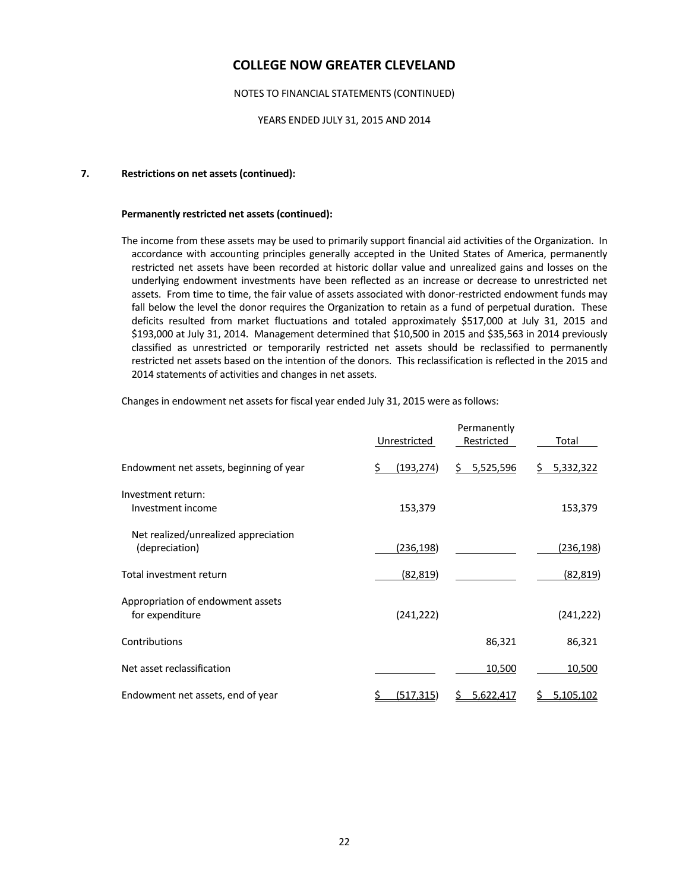# COLLEGE NOW GREATER CLEVELAND

NOTES TO FINANCIAL STATEMENTS (CONTINUED)

YEARS ENDED JULY 31, 2015 AND 2014

## 7. Restrictions on net assets (continued):

### Permanently restricted net assets (continued):

The income from these assets may be used to primarily support financial aid activities of the Organization. In accordance with accounting principles generally accepted in the United States of America, permanently restricted net assets have been recorded at historic dollar value and unrealized gains and losses on the underlying endowment investments have been reflected as an increase or decrease to unrestricted net assets. From time to time, the fair value of assets associated with donor-restricted endowment funds may fall below the level the donor requires the Organization to retain as a fund of perpetual duration. These deficits resulted from market fluctuations and totaled approximately $517,000 at July 31, 2015 and $193,000 at July 31, 2014. Management determined that $10,500 in 2015 and $35,563 in 2014 previously classified as unrestricted or temporarily restricted net assets should be reclassified to permanently restricted net assets based on the intention of the donors. This reclassification is reflected in the 2015 and 2014 statements of activities and changes in net assets.

Changes in endowment net assets for fiscal year ended July 31, 2015 were as follows:

| | Unrestricted | Permanently Restricted | Total |
|---|---|---|---|
| Endowment net assets, beginning of year | $ (193,274) | $ 5,525,596 | $ 5,332,322 |
| Investment return: | | | |
| Investment income | 153,379 | | 153,379 |
| Net realized/unrealized appreciation (depreciation) | (236,198) | | (236,198) |
| Total investment return | (82,819) | | (82,819) |
| Appropriation of endowment assets for expenditure | (241,222) | | (241,222) |
| Contributions | | 86,321 | 86,321 |
| Net asset reclassification | | 10,500 | 10,500 |
| Endowment net assets, end of year | $ (517,315) | $ 5,622,417 | $ 5,105,102 |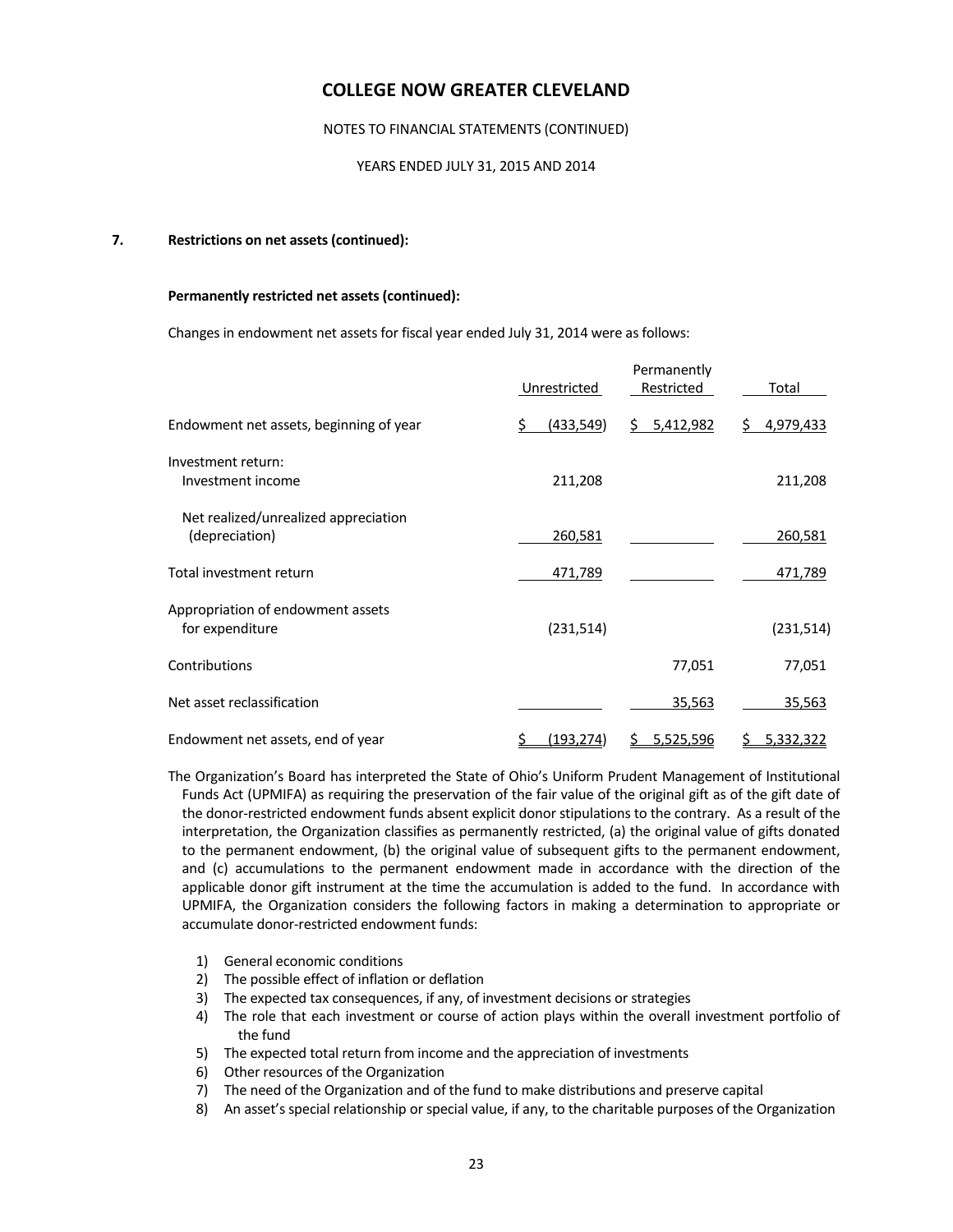## 7. Restrictions on net assets (continued):

### Permanently restricted net assets (continued):

Changes in endowment net assets for fiscal year ended July 31, 2014 were as follows:

| | Unrestricted | Permanently Restricted | Total |
|---|---|---|---|
| Endowment net assets, beginning of year | $ (433,549) | $ 5,412,982 | $ 4,979,433 |
| Investment return: | | | |
| Investment income | 211,208 | | 211,208 |
| Net realized/unrealized appreciation (depreciation) | 260,581 | | 260,581 |
| Total investment return | 471,789 | | 471,789 |
| Appropriation of endowment assets for expenditure | (231,514) | | (231,514) |
| Contributions | | 77,051 | 77,051 |
| Net asset reclassification | | 35,563 | 35,563 |
| Endowment net assets, end of year | $ (193,274) | $ 5,525,596 | $ 5,332,322 |

The Organization's Board has interpreted the State of Ohio's Uniform Prudent Management of Institutional Funds Act (UPMIFA) as requiring the preservation of the fair value of the original gift as of the gift date of the donor-restricted endowment funds absent explicit donor stipulations to the contrary. As a result of the interpretation, the Organization classifies as permanently restricted, (a) the original value of gifts donated to the permanent endowment, (b) the original value of subsequent gifts to the permanent endowment, and (c) accumulations to the permanent endowment made in accordance with the direction of the applicable donor gift instrument at the time the accumulation is added to the fund. In accordance with UPMIFA, the Organization considers the following factors in making a determination to appropriate or accumulate donor-restricted endowment funds:

1) General economic conditions
2) The possible effect of inflation or deflation
3) The expected tax consequences, if any, of investment decisions or strategies
4) The role that each investment or course of action plays within the overall investment portfolio of the fund
5) The expected total return from income and the appreciation of investments
6) Other resources of the Organization
7) The need of the Organization and of the fund to make distributions and preserve capital
8) An asset's special relationship or special value, if any, to the charitable purposes of the Organization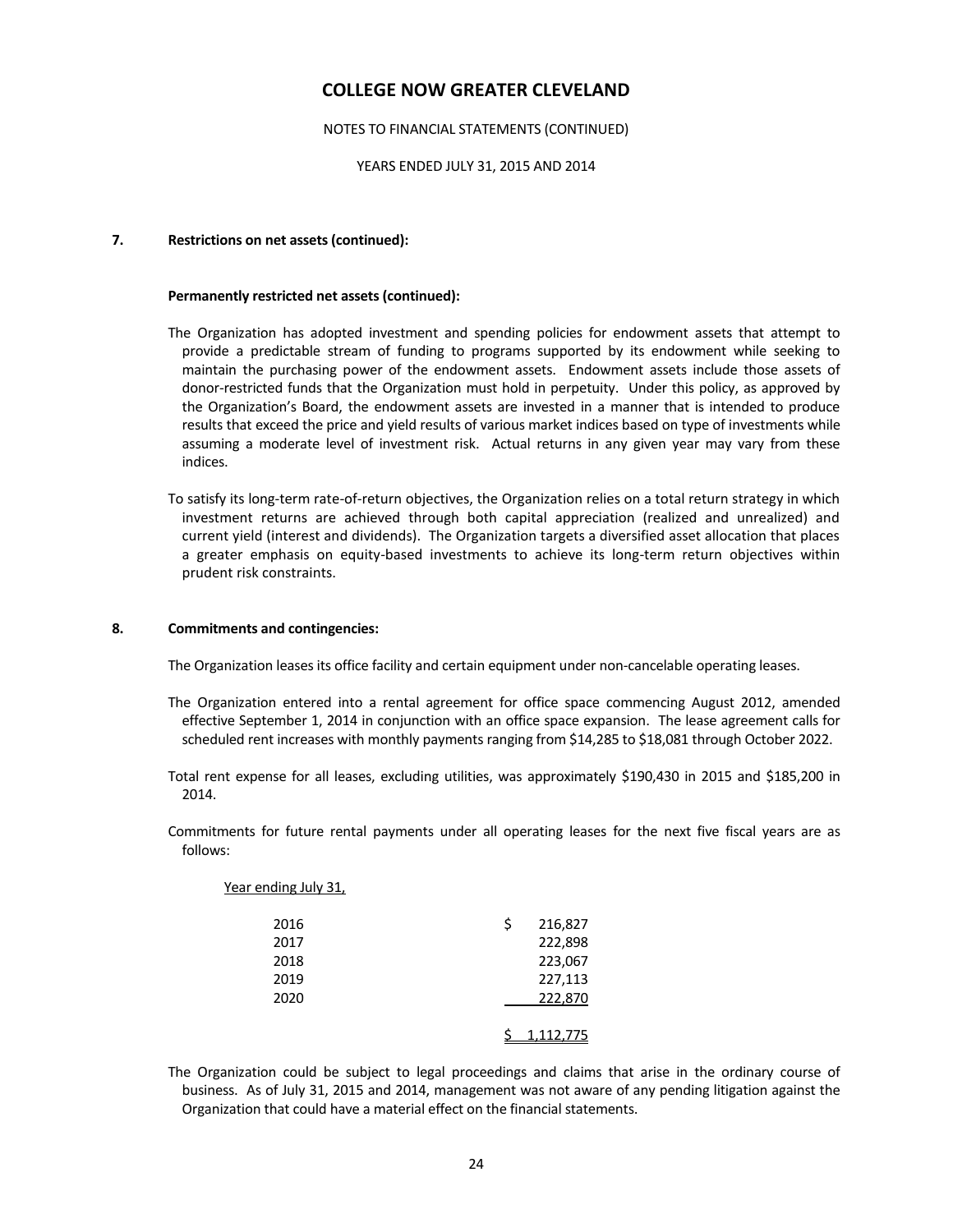# COLLEGE NOW GREATER CLEVELAND

NOTES TO FINANCIAL STATEMENTS (CONTINUED)

YEARS ENDED JULY 31, 2015 AND 2014

**7. Restrictions on net assets (continued):**

**Permanently restricted net assets (continued):**

The Organization has adopted investment and spending policies for endowment assets that attempt to provide a predictable stream of funding to programs supported by its endowment while seeking to maintain the purchasing power of the endowment assets. Endowment assets include those assets of donor-restricted funds that the Organization must hold in perpetuity. Under this policy, as approved by the Organization's Board, the endowment assets are invested in a manner that is intended to produce results that exceed the price and yield results of various market indices based on type of investments while assuming a moderate level of investment risk. Actual returns in any given year may vary from these indices.

To satisfy its long-term rate-of-return objectives, the Organization relies on a total return strategy in which investment returns are achieved through both capital appreciation (realized and unrealized) and current yield (interest and dividends). The Organization targets a diversified asset allocation that places a greater emphasis on equity-based investments to achieve its long-term return objectives within prudent risk constraints.

**8. Commitments and contingencies:**

The Organization leases its office facility and certain equipment under non-cancelable operating leases.

The Organization entered into a rental agreement for office space commencing August 2012, amended effective September 1, 2014 in conjunction with an office space expansion. The lease agreement calls for scheduled rent increases with monthly payments ranging from $14,285 to $18,081 through October 2022.

Total rent expense for all leases, excluding utilities, was approximately $190,430 in 2015 and $185,200 in 2014.

Commitments for future rental payments under all operating leases for the next five fiscal years are as follows:

| Year ending July 31, | |
|---|---|
| 2016 | $ 216,827 |
| 2017 | 222,898 |
| 2018 | 223,067 |
| 2019 | 227,113 |
| 2020 | 222,870 |
| | $ 1,112,775 |

The Organization could be subject to legal proceedings and claims that arise in the ordinary course of business. As of July 31, 2015 and 2014, management was not aware of any pending litigation against the Organization that could have a material effect on the financial statements.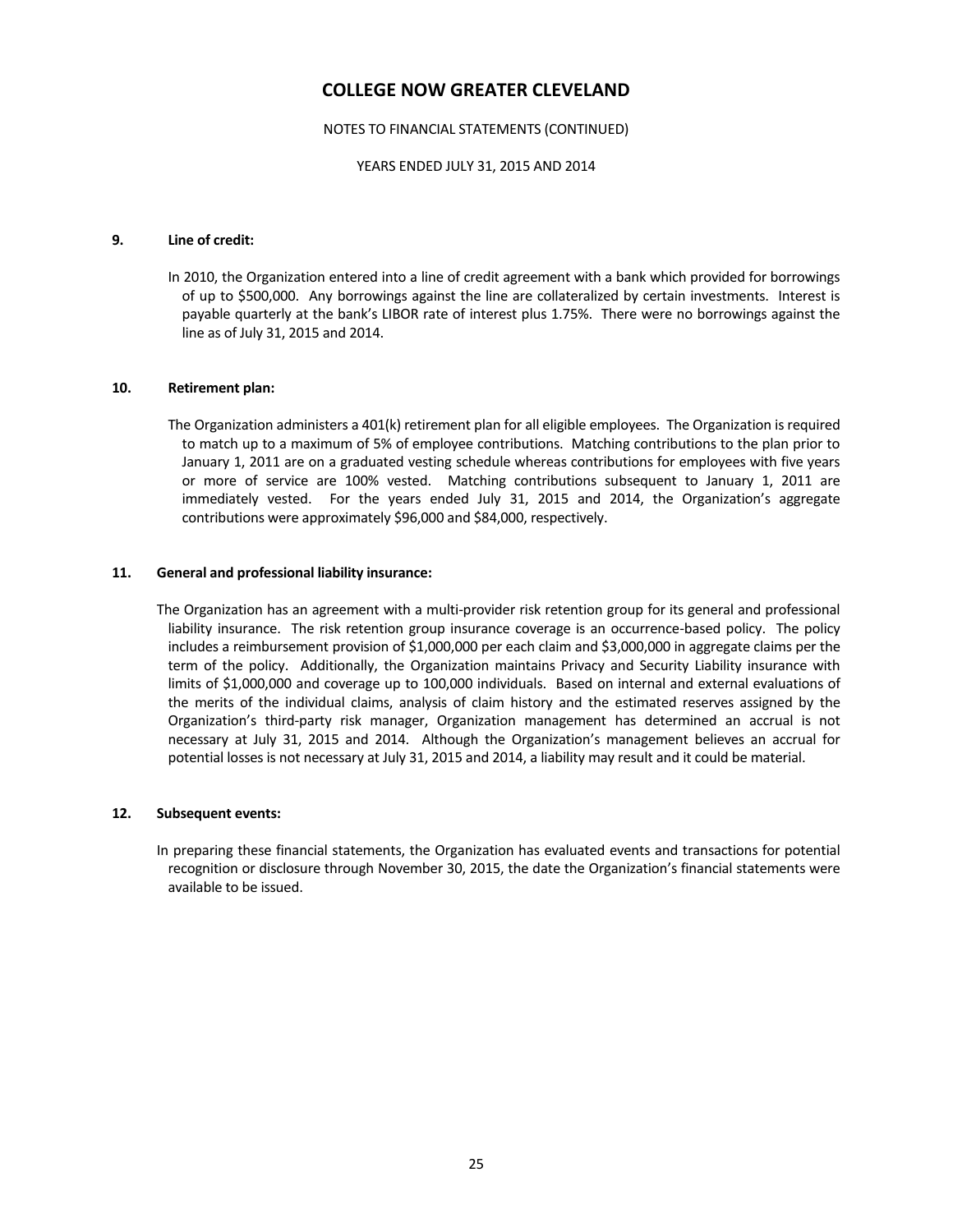# COLLEGE NOW GREATER CLEVELAND

NOTES TO FINANCIAL STATEMENTS (CONTINUED)

YEARS ENDED JULY 31, 2015 AND 2014

**9. Line of credit:**

In 2010, the Organization entered into a line of credit agreement with a bank which provided for borrowings of up to $500,000. Any borrowings against the line are collateralized by certain investments. Interest is payable quarterly at the bank's LIBOR rate of interest plus 1.75%. There were no borrowings against the line as of July 31, 2015 and 2014.

**10. Retirement plan:**

The Organization administers a 401(k) retirement plan for all eligible employees. The Organization is required to match up to a maximum of 5% of employee contributions. Matching contributions to the plan prior to January 1, 2011 are on a graduated vesting schedule whereas contributions for employees with five years or more of service are 100% vested. Matching contributions subsequent to January 1, 2011 are immediately vested. For the years ended July 31, 2015 and 2014, the Organization's aggregate contributions were approximately $96,000 and $84,000, respectively.

**11. General and professional liability insurance:**

The Organization has an agreement with a multi-provider risk retention group for its general and professional liability insurance. The risk retention group insurance coverage is an occurrence-based policy. The policy includes a reimbursement provision of $1,000,000 per each claim and $3,000,000 in aggregate claims per the term of the policy. Additionally, the Organization maintains Privacy and Security Liability insurance with limits of $1,000,000 and coverage up to 100,000 individuals. Based on internal and external evaluations of the merits of the individual claims, analysis of claim history and the estimated reserves assigned by the Organization's third-party risk manager, Organization management has determined an accrual is not necessary at July 31, 2015 and 2014. Although the Organization's management believes an accrual for potential losses is not necessary at July 31, 2015 and 2014, a liability may result and it could be material.

**12. Subsequent events:**

In preparing these financial statements, the Organization has evaluated events and transactions for potential recognition or disclosure through November 30, 2015, the date the Organization's financial statements were available to be issued.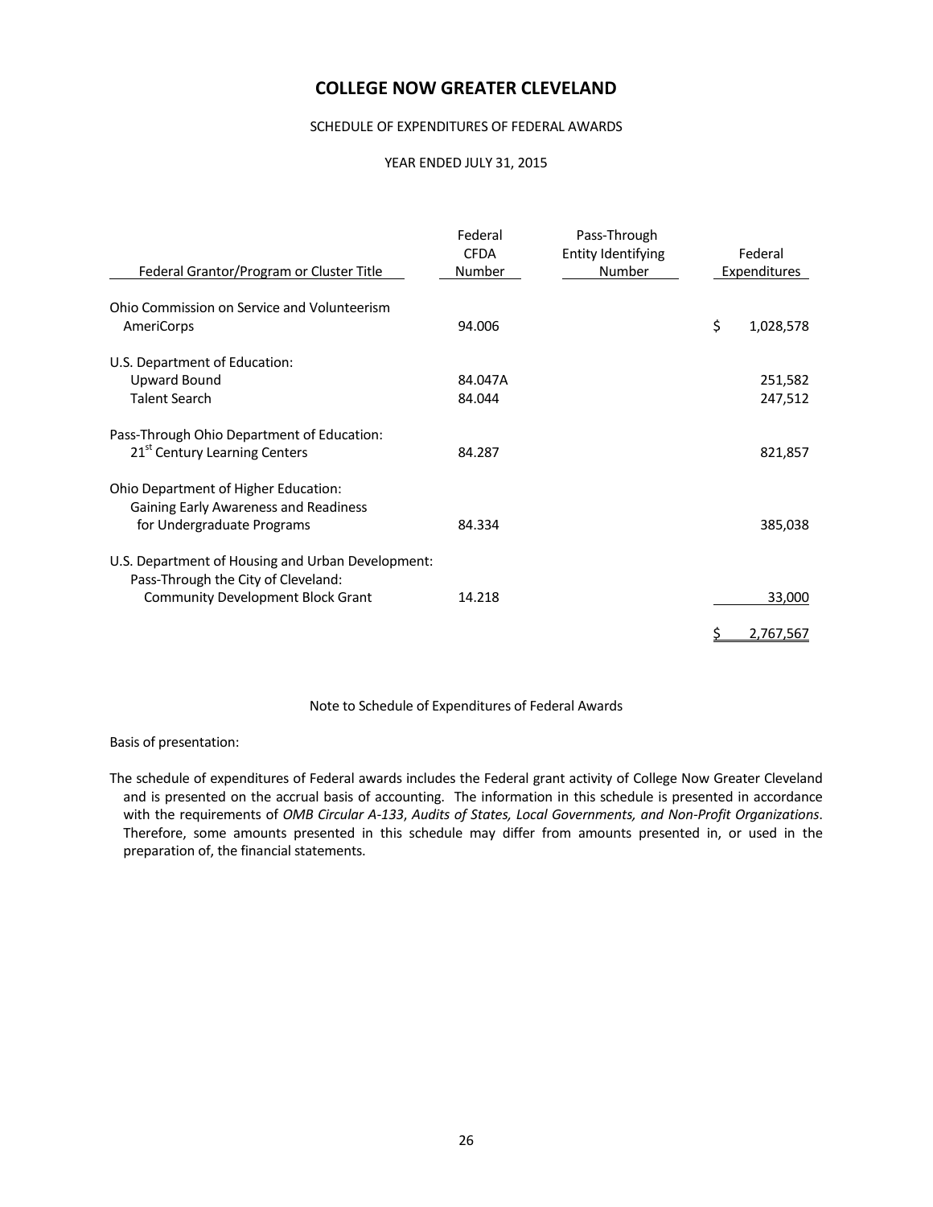# COLLEGE NOW GREATER CLEVELAND

SCHEDULE OF EXPENDITURES OF FEDERAL AWARDS

YEAR ENDED JULY 31, 2015

| Federal Grantor/Program or Cluster Title | Federal CFDA Number | Pass-Through Entity Identifying Number | Federal Expenditures |
|---|---|---|---|
| Ohio Commission on Service and Volunteerism | | | |
| AmeriCorps | 94.006 | | $ 1,028,578 |
| U.S. Department of Education: | | | |
| Upward Bound | 84.047A | | 251,582 |
| Talent Search | 84.044 | | 247,512 |
| Pass-Through Ohio Department of Education: | | | |
| 21st Century Learning Centers | 84.287 | | 821,857 |
| Ohio Department of Higher Education: | | | |
| Gaining Early Awareness and Readiness for Undergraduate Programs | 84.334 | | 385,038 |
| U.S. Department of Housing and Urban Development: | | | |
| Pass-Through the City of Cleveland: | | | |
| Community Development Block Grant | 14.218 | | 33,000 |
| | | | $ 2,767,567 |

Note to Schedule of Expenditures of Federal Awards

Basis of presentation:

The schedule of expenditures of Federal awards includes the Federal grant activity of College Now Greater Cleveland and is presented on the accrual basis of accounting. The information in this schedule is presented in accordance with the requirements of *OMB Circular A-133*, *Audits of States, Local Governments, and Non-Profit Organizations*. Therefore, some amounts presented in this schedule may differ from amounts presented in, or used in the preparation of, the financial statements.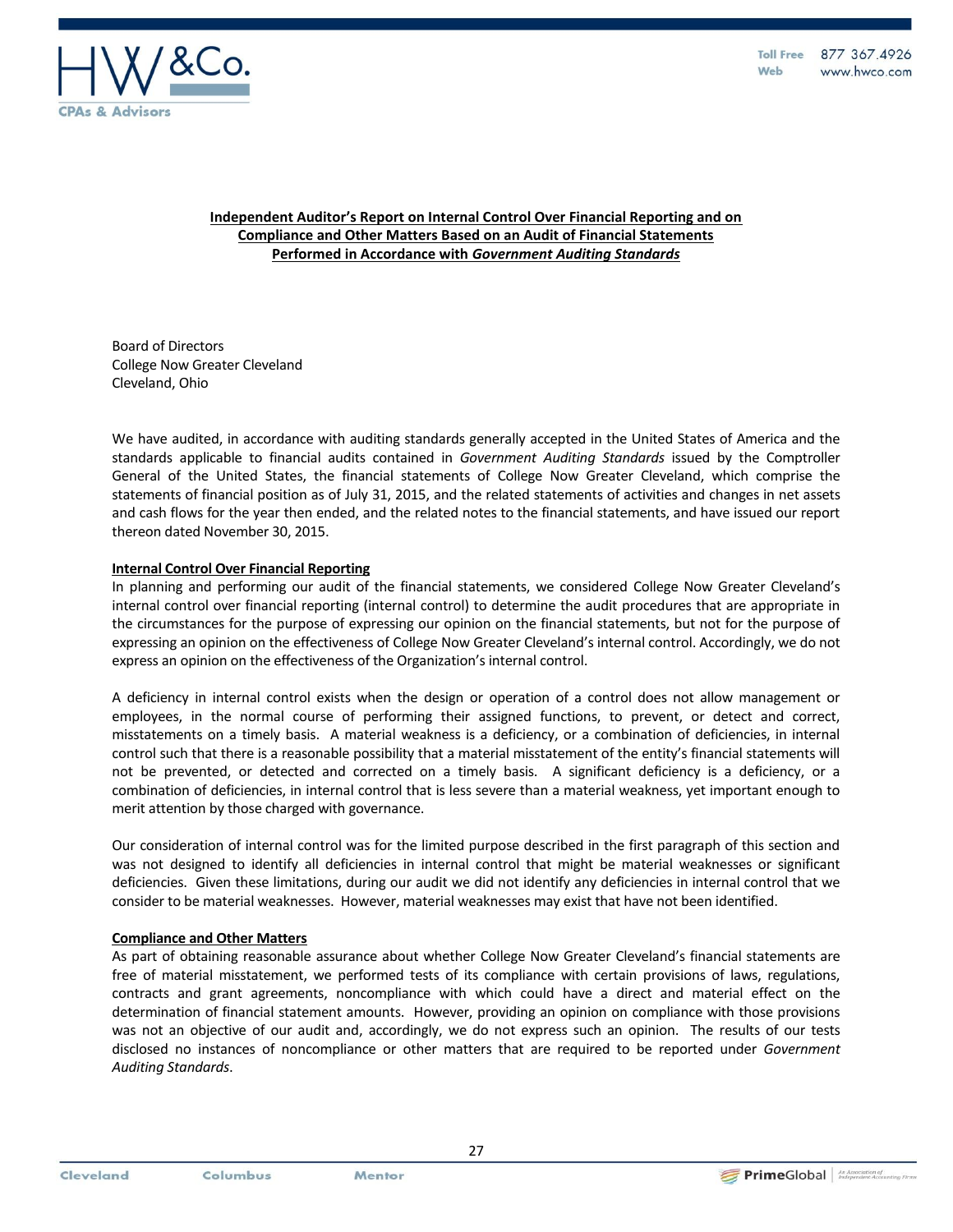**Independent Auditor's Report on Internal Control Over Financial Reporting and on Compliance and Other Matters Based on an Audit of Financial Statements Performed in Accordance with *Government Auditing Standards***

Board of Directors
College Now Greater Cleveland
Cleveland, Ohio

We have audited, in accordance with auditing standards generally accepted in the United States of America and the standards applicable to financial audits contained in *Government Auditing Standards* issued by the Comptroller General of the United States, the financial statements of College Now Greater Cleveland, which comprise the statements of financial position as of July 31, 2015, and the related statements of activities and changes in net assets and cash flows for the year then ended, and the related notes to the financial statements, and have issued our report thereon dated November 30, 2015.

**Internal Control Over Financial Reporting**

In planning and performing our audit of the financial statements, we considered College Now Greater Cleveland's internal control over financial reporting (internal control) to determine the audit procedures that are appropriate in the circumstances for the purpose of expressing our opinion on the financial statements, but not for the purpose of expressing an opinion on the effectiveness of College Now Greater Cleveland's internal control. Accordingly, we do not express an opinion on the effectiveness of the Organization's internal control.

A deficiency in internal control exists when the design or operation of a control does not allow management or employees, in the normal course of performing their assigned functions, to prevent, or detect and correct, misstatements on a timely basis. A material weakness is a deficiency, or a combination of deficiencies, in internal control such that there is a reasonable possibility that a material misstatement of the entity's financial statements will not be prevented, or detected and corrected on a timely basis. A significant deficiency is a deficiency, or a combination of deficiencies, in internal control that is less severe than a material weakness, yet important enough to merit attention by those charged with governance.

Our consideration of internal control was for the limited purpose described in the first paragraph of this section and was not designed to identify all deficiencies in internal control that might be material weaknesses or significant deficiencies. Given these limitations, during our audit we did not identify any deficiencies in internal control that we consider to be material weaknesses. However, material weaknesses may exist that have not been identified.

**Compliance and Other Matters**

As part of obtaining reasonable assurance about whether College Now Greater Cleveland's financial statements are free of material misstatement, we performed tests of its compliance with certain provisions of laws, regulations, contracts and grant agreements, noncompliance with which could have a direct and material effect on the determination of financial statement amounts. However, providing an opinion on compliance with those provisions was not an objective of our audit and, accordingly, we do not express such an opinion. The results of our tests disclosed no instances of noncompliance or other matters that are required to be reported under *Government Auditing Standards*.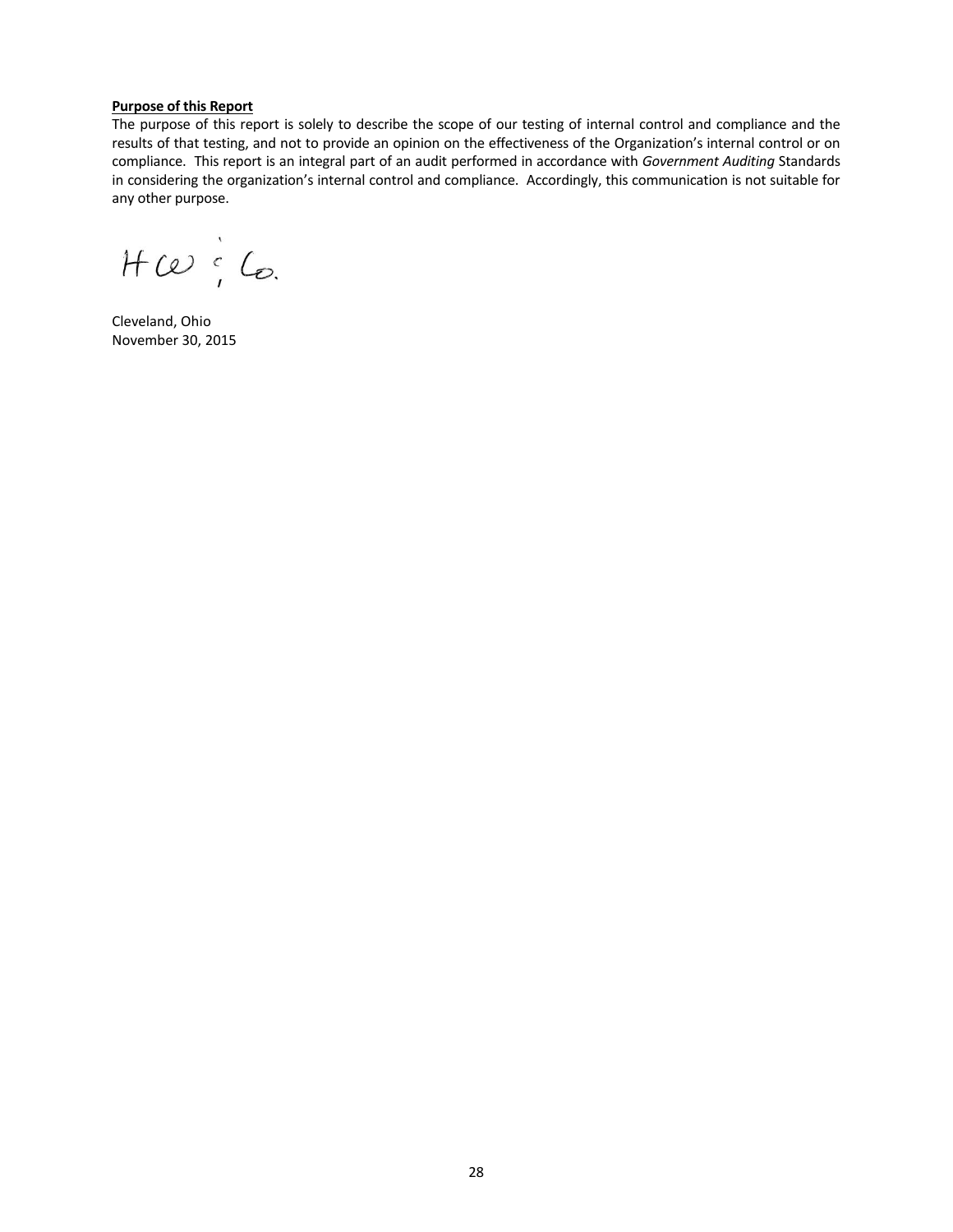**Purpose of this Report**

The purpose of this report is solely to describe the scope of our testing of internal control and compliance and the results of that testing, and not to provide an opinion on the effectiveness of the Organization's internal control or on compliance. This report is an integral part of an audit performed in accordance with *Government Auditing* Standards in considering the organization's internal control and compliance. Accordingly, this communication is not suitable for any other purpose.

HCW & Co.

Cleveland, Ohio
November 30, 2015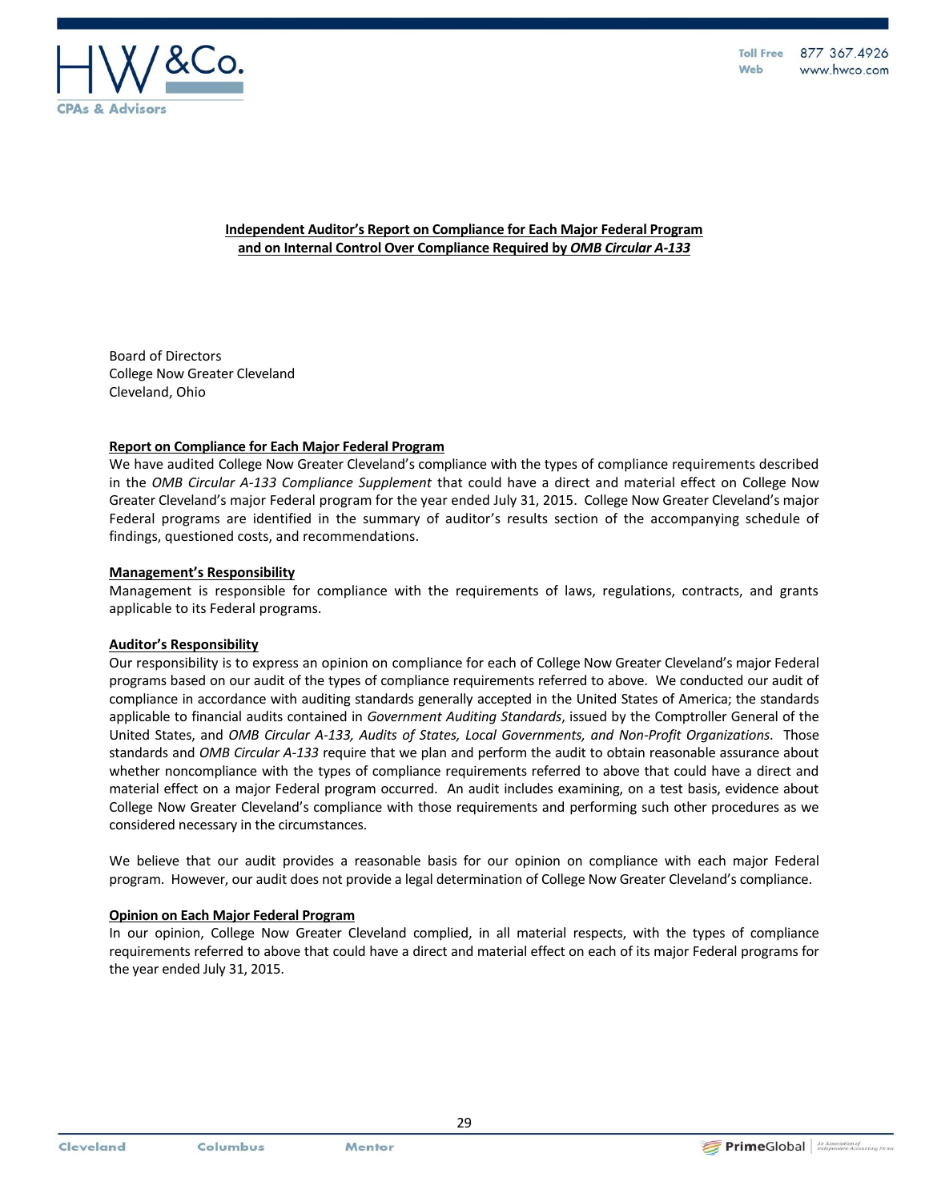**Independent Auditor's Report on Compliance for Each Major Federal Program and on Internal Control Over Compliance Required by *OMB Circular A-133***

Board of Directors
College Now Greater Cleveland
Cleveland, Ohio

**Report on Compliance for Each Major Federal Program**

We have audited College Now Greater Cleveland's compliance with the types of compliance requirements described in the *OMB Circular A-133 Compliance Supplement* that could have a direct and material effect on College Now Greater Cleveland's major Federal program for the year ended July 31, 2015. College Now Greater Cleveland's major Federal programs are identified in the summary of auditor's results section of the accompanying schedule of findings, questioned costs, and recommendations.

**Management's Responsibility**

Management is responsible for compliance with the requirements of laws, regulations, contracts, and grants applicable to its Federal programs.

**Auditor's Responsibility**

Our responsibility is to express an opinion on compliance for each of College Now Greater Cleveland's major Federal programs based on our audit of the types of compliance requirements referred to above. We conducted our audit of compliance in accordance with auditing standards generally accepted in the United States of America; the standards applicable to financial audits contained in *Government Auditing Standards*, issued by the Comptroller General of the United States, and *OMB Circular A-133, Audits of States, Local Governments, and Non-Profit Organizations*. Those standards and *OMB Circular A-133* require that we plan and perform the audit to obtain reasonable assurance about whether noncompliance with the types of compliance requirements referred to above that could have a direct and material effect on a major Federal program occurred. An audit includes examining, on a test basis, evidence about College Now Greater Cleveland's compliance with those requirements and performing such other procedures as we considered necessary in the circumstances.

We believe that our audit provides a reasonable basis for our opinion on compliance with each major Federal program. However, our audit does not provide a legal determination of College Now Greater Cleveland's compliance.

**Opinion on Each Major Federal Program**

In our opinion, College Now Greater Cleveland complied, in all material respects, with the types of compliance requirements referred to above that could have a direct and material effect on each of its major Federal programs for the year ended July 31, 2015.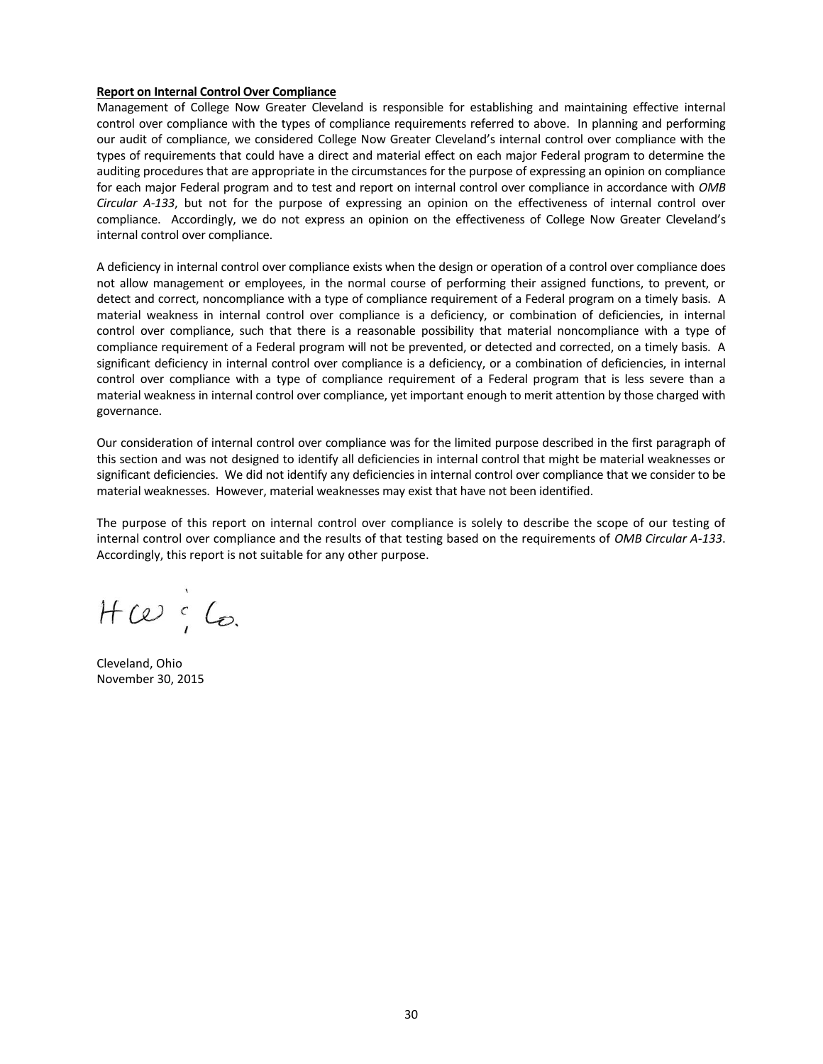**Report on Internal Control Over Compliance**

Management of College Now Greater Cleveland is responsible for establishing and maintaining effective internal control over compliance with the types of compliance requirements referred to above. In planning and performing our audit of compliance, we considered College Now Greater Cleveland's internal control over compliance with the types of requirements that could have a direct and material effect on each major Federal program to determine the auditing procedures that are appropriate in the circumstances for the purpose of expressing an opinion on compliance for each major Federal program and to test and report on internal control over compliance in accordance with *OMB Circular A-133*, but not for the purpose of expressing an opinion on the effectiveness of internal control over compliance. Accordingly, we do not express an opinion on the effectiveness of College Now Greater Cleveland's internal control over compliance.

A deficiency in internal control over compliance exists when the design or operation of a control over compliance does not allow management or employees, in the normal course of performing their assigned functions, to prevent, or detect and correct, noncompliance with a type of compliance requirement of a Federal program on a timely basis. A material weakness in internal control over compliance is a deficiency, or combination of deficiencies, in internal control over compliance, such that there is a reasonable possibility that material noncompliance with a type of compliance requirement of a Federal program will not be prevented, or detected and corrected, on a timely basis. A significant deficiency in internal control over compliance is a deficiency, or a combination of deficiencies, in internal control over compliance with a type of compliance requirement of a Federal program that is less severe than a material weakness in internal control over compliance, yet important enough to merit attention by those charged with governance.

Our consideration of internal control over compliance was for the limited purpose described in the first paragraph of this section and was not designed to identify all deficiencies in internal control that might be material weaknesses or significant deficiencies. We did not identify any deficiencies in internal control over compliance that we consider to be material weaknesses. However, material weaknesses may exist that have not been identified.

The purpose of this report on internal control over compliance is solely to describe the scope of our testing of internal control over compliance and the results of that testing based on the requirements of *OMB Circular A-133*. Accordingly, this report is not suitable for any other purpose.

HW & Co.

Cleveland, Ohio
November 30, 2015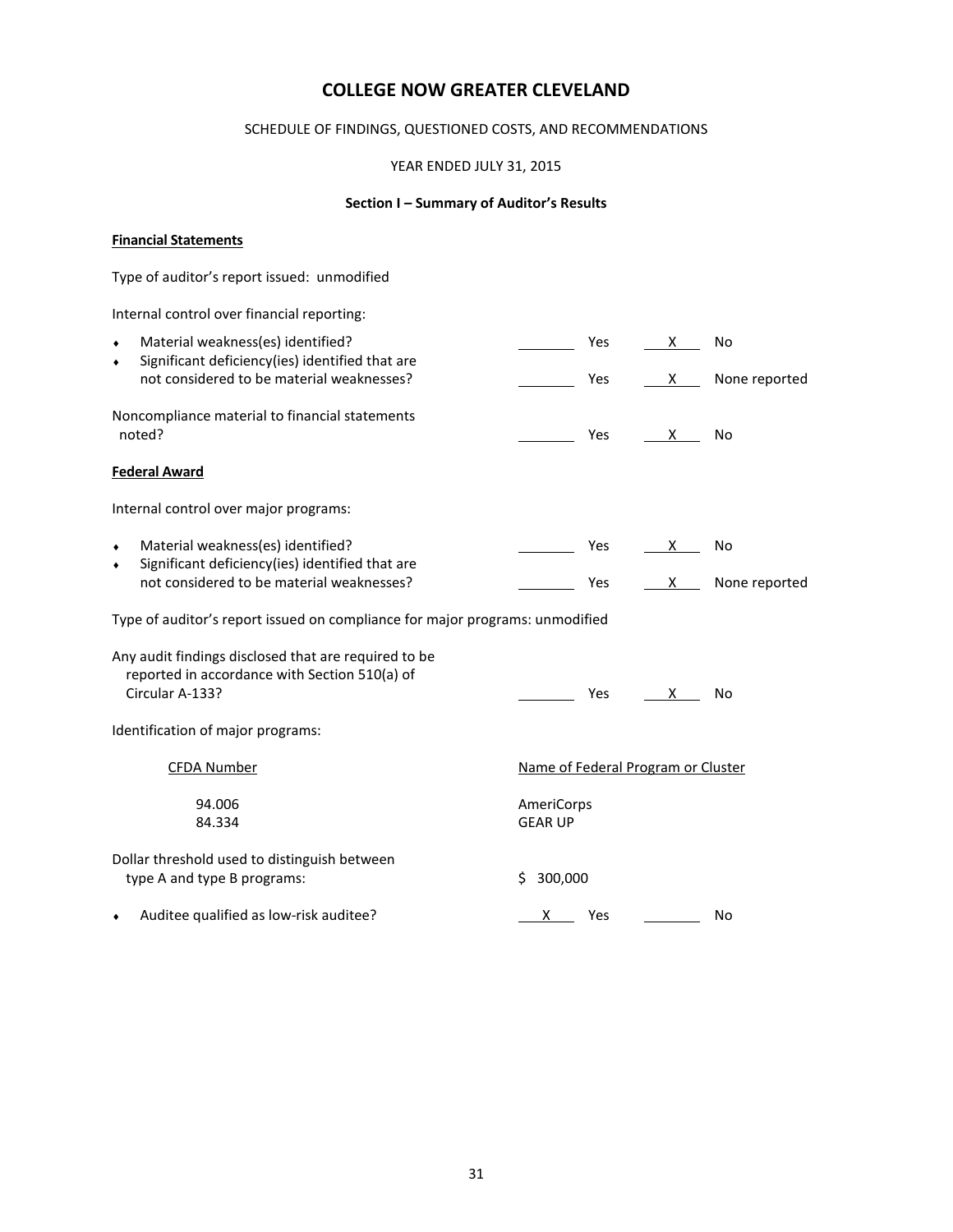# COLLEGE NOW GREATER CLEVELAND

SCHEDULE OF FINDINGS, QUESTIONED COSTS, AND RECOMMENDATIONS

YEAR ENDED JULY 31, 2015

**Section I – Summary of Auditor's Results**

**Financial Statements**

Type of auditor's report issued: unmodified

Internal control over financial reporting:

| | | | | |
|---|---|---|---|---|
| • Material weakness(es) identified? | | Yes | X | No |
| • Significant deficiency(ies) identified that are not considered to be material weaknesses? | | Yes | X | None reported |
| Noncompliance material to financial statements noted? | | Yes | X | No |

**Federal Award**

Internal control over major programs:

| | | | | |
|---|---|---|---|---|
| • Material weakness(es) identified? | | Yes | X | No |
| • Significant deficiency(ies) identified that are not considered to be material weaknesses? | | Yes | X | None reported |

Type of auditor's report issued on compliance for major programs: unmodified

| | | | | |
|---|---|---|---|---|
| Any audit findings disclosed that are required to be reported in accordance with Section 510(a) of Circular A-133? | | Yes | X | No |

Identification of major programs:

| CFDA Number | Name of Federal Program or Cluster |
|---|---|
| 94.006 | AmeriCorps |
| 84.334 | GEAR UP |

Dollar threshold used to distinguish between type A and type B programs: $ 300,000

| | | | | |
|---|---|---|---|---|
| • Auditee qualified as low-risk auditee? | X | Yes | | No |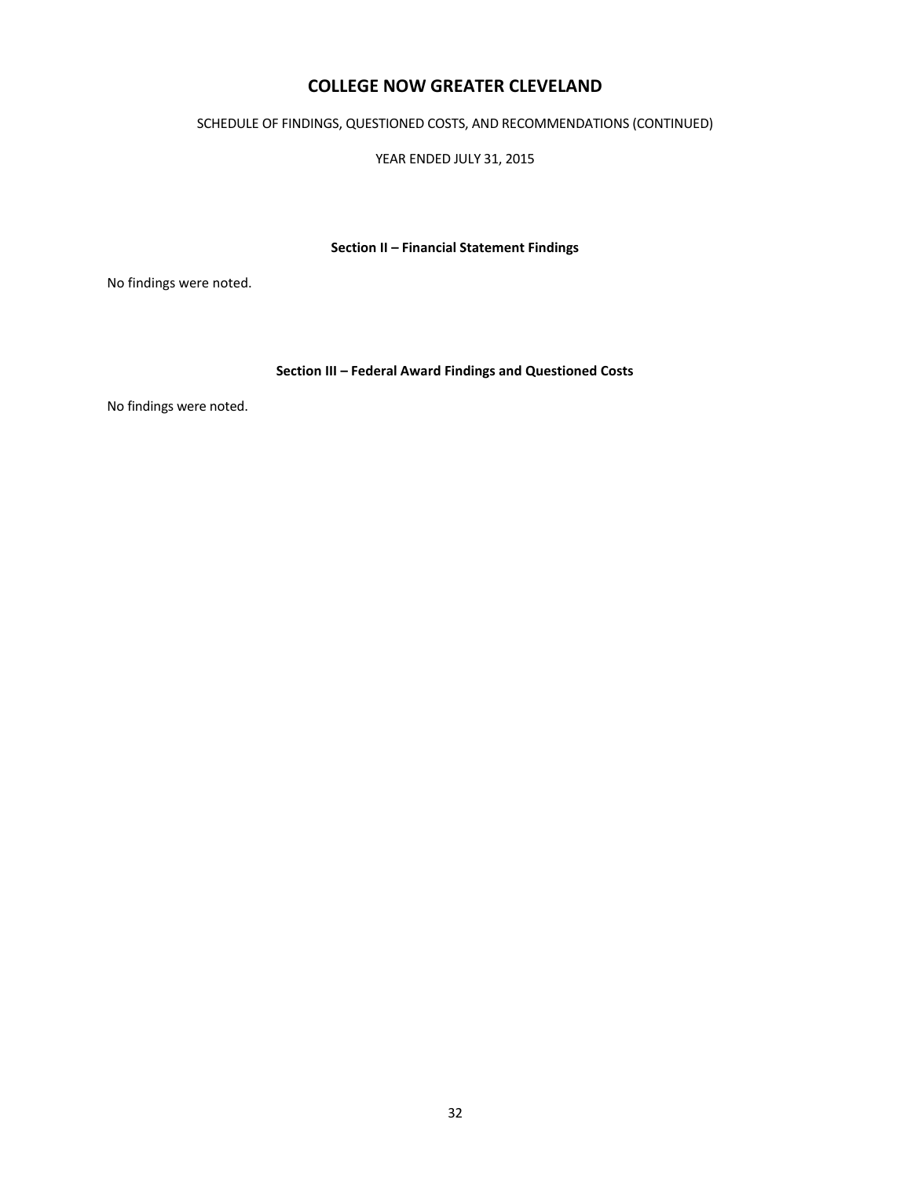# COLLEGE NOW GREATER CLEVELAND

SCHEDULE OF FINDINGS, QUESTIONED COSTS, AND RECOMMENDATIONS (CONTINUED)

YEAR ENDED JULY 31, 2015

## Section II – Financial Statement Findings

No findings were noted.

## Section III – Federal Award Findings and Questioned Costs

No findings were noted.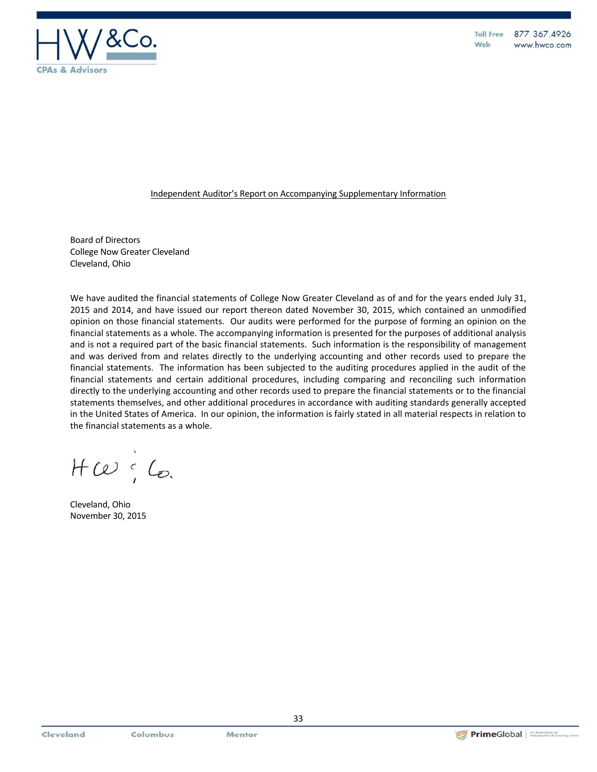Independent Auditor's Report on Accompanying Supplementary Information

Board of Directors
College Now Greater Cleveland
Cleveland, Ohio

We have audited the financial statements of College Now Greater Cleveland as of and for the years ended July 31, 2015 and 2014, and have issued our report thereon dated November 30, 2015, which contained an unmodified opinion on those financial statements. Our audits were performed for the purpose of forming an opinion on the financial statements as a whole. The accompanying information is presented for the purposes of additional analysis and is not a required part of the basic financial statements. Such information is the responsibility of management and was derived from and relates directly to the underlying accounting and other records used to prepare the financial statements. The information has been subjected to the auditing procedures applied in the audit of the financial statements and certain additional procedures, including comparing and reconciling such information directly to the underlying accounting and other records used to prepare the financial statements or to the financial statements themselves, and other additional procedures in accordance with auditing standards generally accepted in the United States of America. In our opinion, the information is fairly stated in all material respects in relation to the financial statements as a whole.

HW & Co.

Cleveland, Ohio
November 30, 2015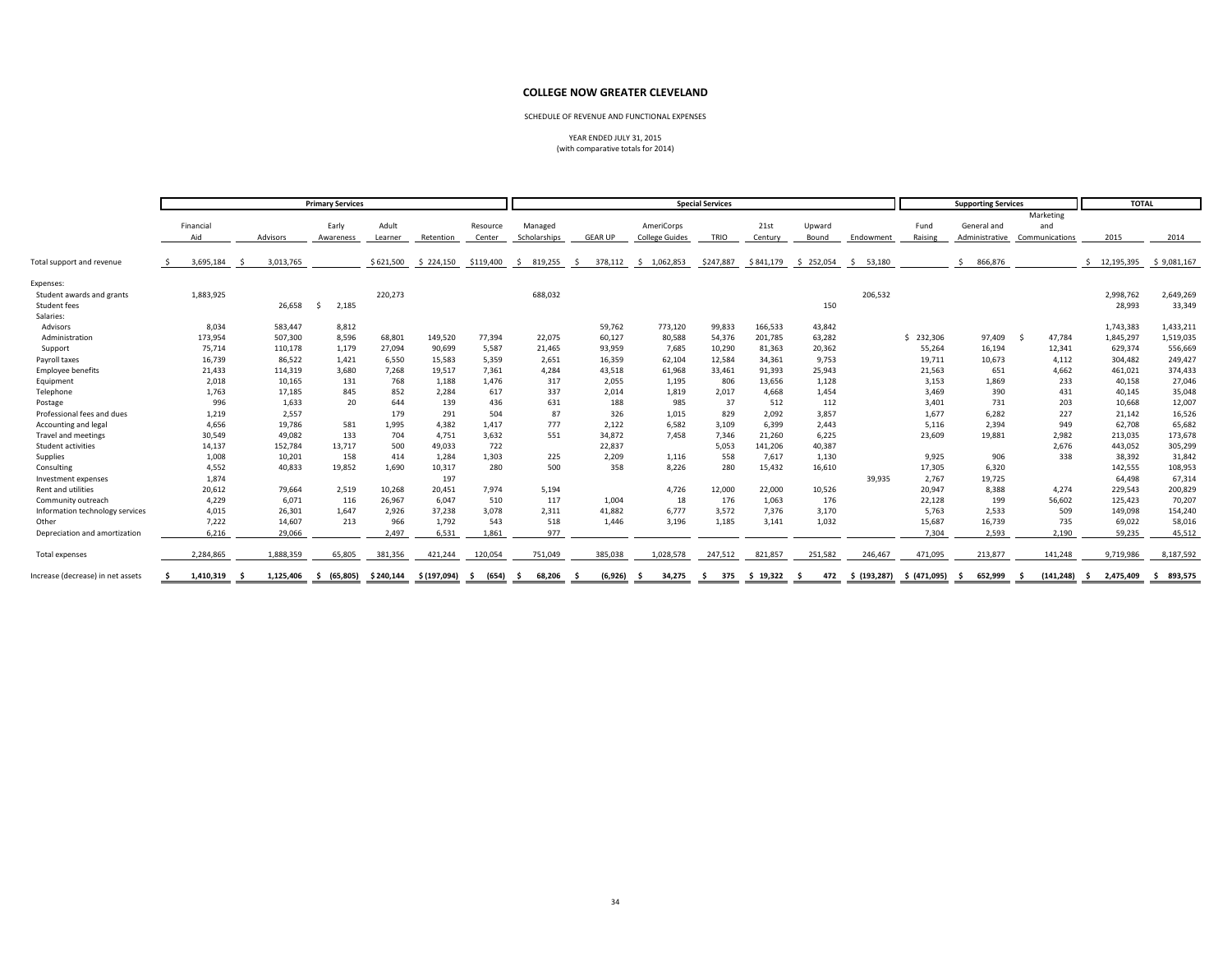# COLLEGE NOW GREATER CLEVELAND

SCHEDULE OF REVENUE AND FUNCTIONAL EXPENSES

YEAR ENDED JULY 31, 2015
(with comparative totals for 2014)

| | Primary Services | | | | | | Special Services | | | | | | | Supporting Services | | | TOTAL | |
|---|---|---|---|---|---|---|---|---|---|---|---|---|---|---|---|---|---|---|
| | Financial Aid | Advisors | Early Awareness | Adult Learner | Retention | Resource Center | Managed Scholarships | GEAR UP | AmeriCorps College Guides | TRIO | 21st Century | Upward Bound | Endowment | Fund Raising | General and Administrative | Marketing and Communications | 2015 | 2014 |
| Total support and revenue | $ 3,695,184 | $ 3,013,765 | | $ 621,500 | $ 224,150 | $ 119,400 | $ 819,255 | $ 378,112 | $ 1,062,853 | $ 247,887 | $ 841,179 | $ 252,054 | $ 53,180 | | $ 866,876 | | $ 12,195,395 | $ 9,081,167 |
| Expenses: | | | | | | | | | | | | | | | | | | |
| Student awards and grants | 1,883,925 | | | 220,273 | | | 688,032 | | | | | | 206,532 | | | | 2,998,762 | 2,649,269 |
| Student fees | | 26,658 | $ 2,185 | | | | | | | | | 150 | | | | | 28,993 | 33,349 |
| Salaries: | | | | | | | | | | | | | | | | | | |
| Advisors | 8,034 | 583,447 | 8,812 | | | | | 59,762 | 773,120 | 99,833 | 166,533 | 43,842 | | | | | 1,743,383 | 1,433,211 |
| Administration | 173,954 | 507,300 | 8,596 | 68,801 | 149,520 | 77,394 | 22,075 | 60,127 | 80,588 | 54,376 | 201,785 | 63,282 | | $ 232,306 | 97,409 | $ 47,784 | 1,845,297 | 1,519,035 |
| Support | 75,714 | 110,178 | 1,179 | 27,094 | 90,699 | 5,587 | 21,465 | 93,959 | 7,685 | 10,290 | 81,363 | 20,362 | | 55,264 | 16,194 | 12,341 | 629,374 | 556,669 |
| Payroll taxes | 16,739 | 86,522 | 1,421 | 6,550 | 15,583 | 5,359 | 2,651 | 16,359 | 62,104 | 12,584 | 34,361 | 9,753 | | 19,711 | 10,673 | 4,112 | 304,482 | 249,427 |
| Employee benefits | 21,433 | 114,319 | 3,680 | 7,268 | 19,517 | 7,361 | 4,284 | 43,518 | 61,968 | 33,461 | 91,393 | 25,943 | | 21,563 | 651 | 4,662 | 461,021 | 374,433 |
| Equipment | 2,018 | 10,165 | 131 | 768 | 1,188 | 1,476 | 317 | 2,055 | 1,195 | 806 | 13,656 | 1,128 | | 3,153 | 1,869 | 233 | 40,158 | 27,046 |
| Telephone | 1,763 | 17,185 | 845 | 852 | 2,284 | 617 | 337 | 2,014 | 1,819 | 2,017 | 4,668 | 1,454 | | 3,469 | 390 | 431 | 40,145 | 35,048 |
| Postage | 996 | 1,633 | 20 | 644 | 139 | 436 | 631 | 188 | 985 | 37 | 512 | 112 | | 3,401 | 731 | 203 | 10,668 | 12,007 |
| Professional fees and dues | 1,219 | 2,557 | | 179 | 291 | 504 | 87 | 326 | 1,015 | 829 | 2,092 | 3,857 | | 1,677 | 6,282 | 227 | 21,142 | 16,526 |
| Accounting and legal | 4,656 | 19,786 | 581 | 1,995 | 4,382 | 1,417 | 777 | 2,122 | 6,582 | 3,109 | 6,399 | 2,443 | | 5,116 | 2,394 | 949 | 62,708 | 65,682 |
| Travel and meetings | 30,549 | 49,082 | 133 | 704 | 4,751 | 3,632 | 551 | 34,872 | 7,458 | 7,346 | 21,260 | 6,225 | | 23,609 | 19,881 | 2,982 | 213,035 | 173,678 |
| Student activities | 14,137 | 152,784 | 13,717 | 500 | 49,033 | 722 | | 22,837 | | 5,053 | 141,206 | 40,387 | | | | 2,676 | 443,052 | 305,299 |
| Supplies | 1,008 | 10,201 | 158 | 414 | 1,284 | 1,303 | 225 | 2,209 | 1,116 | 558 | 7,617 | 1,130 | | 9,925 | 906 | 338 | 38,392 | 31,842 |
| Consulting | 4,552 | 40,833 | 19,852 | 1,690 | 10,317 | 280 | 500 | 358 | 8,226 | 280 | 15,432 | 16,610 | | 17,305 | 6,320 | | 142,555 | 108,953 |
| Investment expenses | 1,874 | | | | 197 | | | | | | | | 39,935 | 2,767 | 19,725 | | 64,498 | 67,314 |
| Rent and utilities | 20,612 | 79,664 | 2,519 | 10,268 | 20,451 | 7,974 | 5,194 | | 4,726 | 12,000 | 22,000 | 10,526 | | 20,947 | 8,388 | 4,274 | 229,543 | 200,829 |
| Community outreach | 4,229 | 6,071 | 116 | 26,967 | 6,047 | 510 | 117 | 1,004 | 18 | 176 | 1,063 | 176 | | 22,128 | 199 | 56,602 | 125,423 | 70,207 |
| Information technology services | 4,015 | 26,301 | 1,647 | 2,926 | 37,238 | 3,078 | 2,311 | 41,882 | 6,777 | 3,572 | 7,376 | 3,170 | | 5,763 | 2,533 | 509 | 149,098 | 154,240 |
| Other | 7,222 | 14,607 | 213 | 966 | 1,792 | 543 | 518 | 1,446 | 3,196 | 1,185 | 3,141 | 1,032 | | 15,687 | 16,739 | 735 | 69,022 | 58,016 |
| Depreciation and amortization | 6,216 | 29,066 | | 2,497 | 6,531 | 1,861 | 977 | | | | | | | 7,304 | 2,593 | 2,190 | 59,235 | 45,512 |
| Total expenses | 2,284,865 | 1,888,359 | 65,805 | 381,356 | 421,244 | 120,054 | 751,049 | 385,038 | 1,028,578 | 247,512 | 821,857 | 251,582 | 246,467 | 471,095 | 213,877 | 141,248 | 9,719,986 | 8,187,592 |
| Increase (decrease) in net assets | $ 1,410,319 | $ 1,125,406 | $ (65,805) | $ 240,144 | $ (197,094) | $ (654) | $ 68,206 | $ (6,926) | $ 34,275 | $ 375 | $ 19,322 | $ 472 | $ (193,287) | $ (471,095) | $ 652,999 | $ (141,248) | $ 2,475,409 | $ 893,575 |